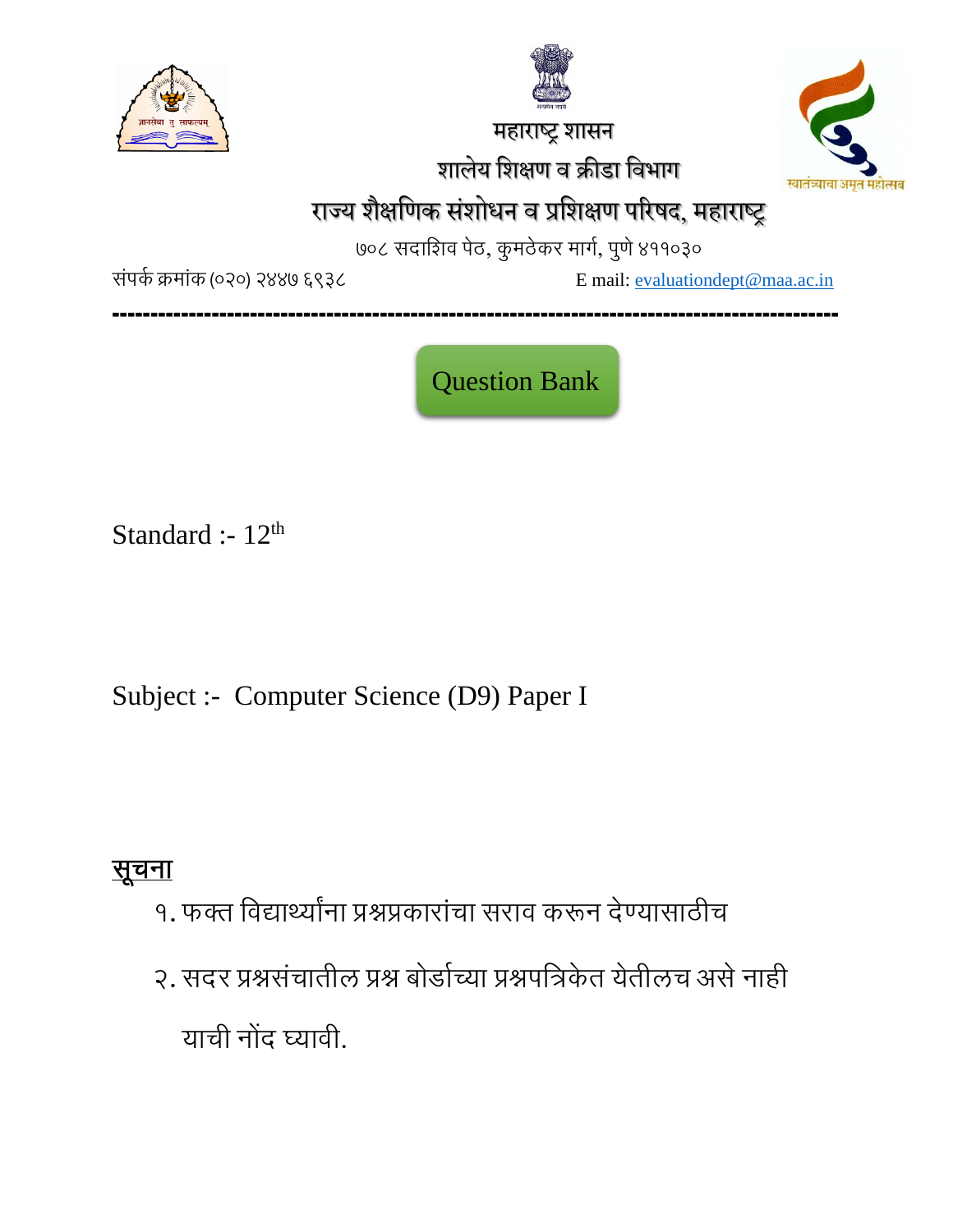# महाराष्ट्र शासन

## शालेय शिक्षण व क्रीडा विभाग

## राज्य शैक्षणिक संशोधन व प्रशिक्षण परिषद, महाराष्ट्र

७०८ सदाशिव पेठ, कुमठेकर मार्ग, पुणे ४११०३०

संपर्क क्रमांक (०२०) २४४७ ६९३८ E mail: evaluationdept@maa.ac.in

---

**Question Bank**

Standard :- 12th

Subject :- Computer Science (D9) Paper I

**सूचना**

१. फक्त विद्यार्थ्यांना प्रश्नप्रकारांचा सराव करून देण्यासाठीच

२. सदर प्रश्नसंचातील प्रश्न बोर्डाच्या प्रश्नपत्रिकेत येतीलच असे नाही याची नोंद घ्यावी.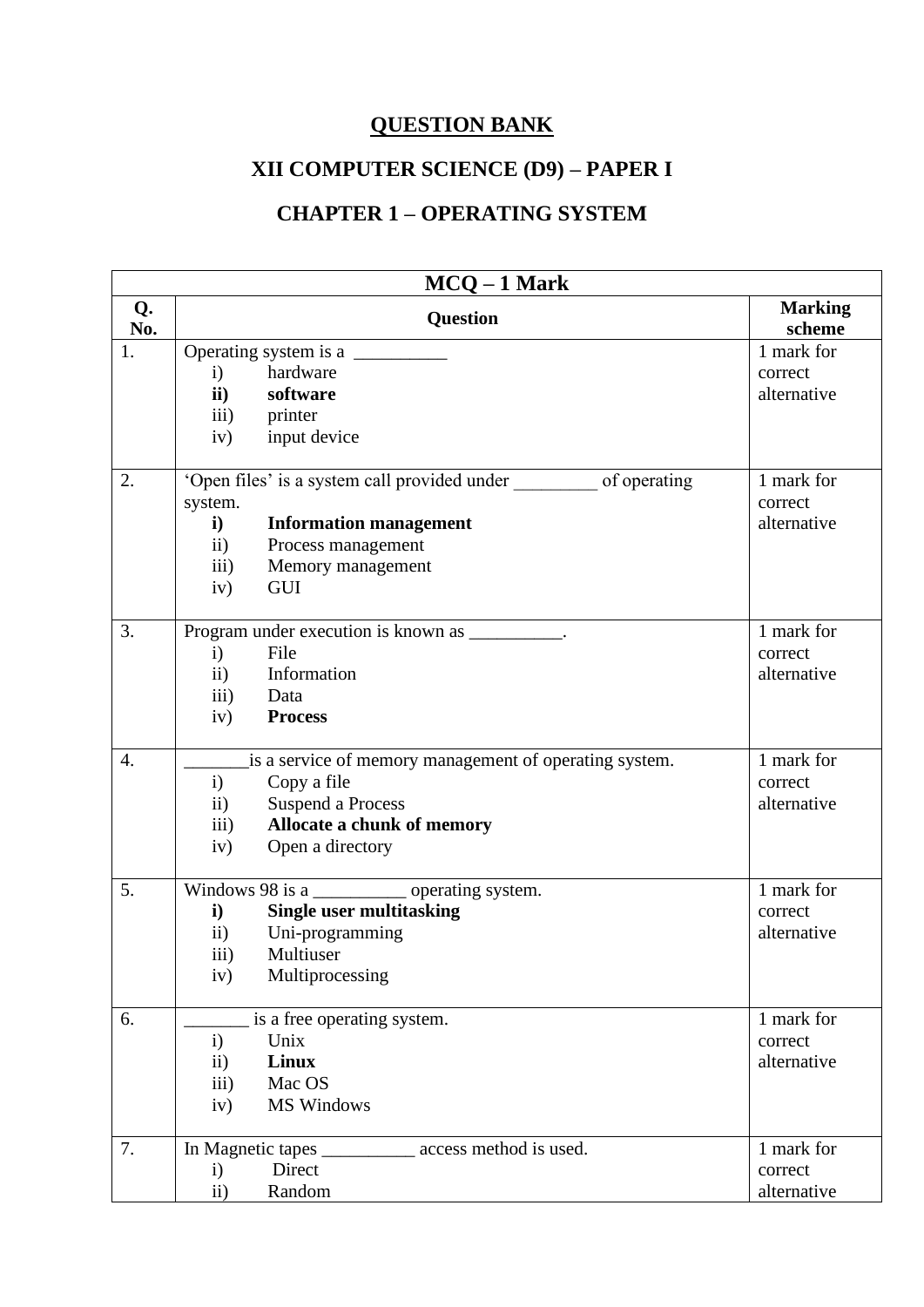## QUESTION BANK

## XII COMPUTER SCIENCE (D9) – PAPER I

## CHAPTER 1 – OPERATING SYSTEM

| MCQ – 1 Mark | | |
|---|---|---|
| **Q. No.** | **Question** | **Marking scheme** |
| 1. | Operating system is a __________<br>i) hardware<br>**ii) software**<br>iii) printer<br>iv) input device | 1 mark for correct alternative |
| 2. | 'Open files' is a system call provided under _________ of operating system.<br>**i) Information management**<br>ii) Process management<br>iii) Memory management<br>iv) GUI | 1 mark for correct alternative |
| 3. | Program under execution is known as __________.<br>i) File<br>ii) Information<br>iii) Data<br>iv) **Process** | 1 mark for correct alternative |
| 4. | _______is a service of memory management of operating system.<br>i) Copy a file<br>ii) Suspend a Process<br>iii) **Allocate a chunk of memory**<br>iv) Open a directory | 1 mark for correct alternative |
| 5. | Windows 98 is a __________ operating system.<br>**i) Single user multitasking**<br>ii) Uni-programming<br>iii) Multiuser<br>iv) Multiprocessing | 1 mark for correct alternative |
| 6. | _______ is a free operating system.<br>i) Unix<br>ii) **Linux**<br>iii) Mac OS<br>iv) MS Windows | 1 mark for correct alternative |
| 7. | In Magnetic tapes __________ access method is used.<br>i) Direct<br>ii) Random | 1 mark for correct alternative |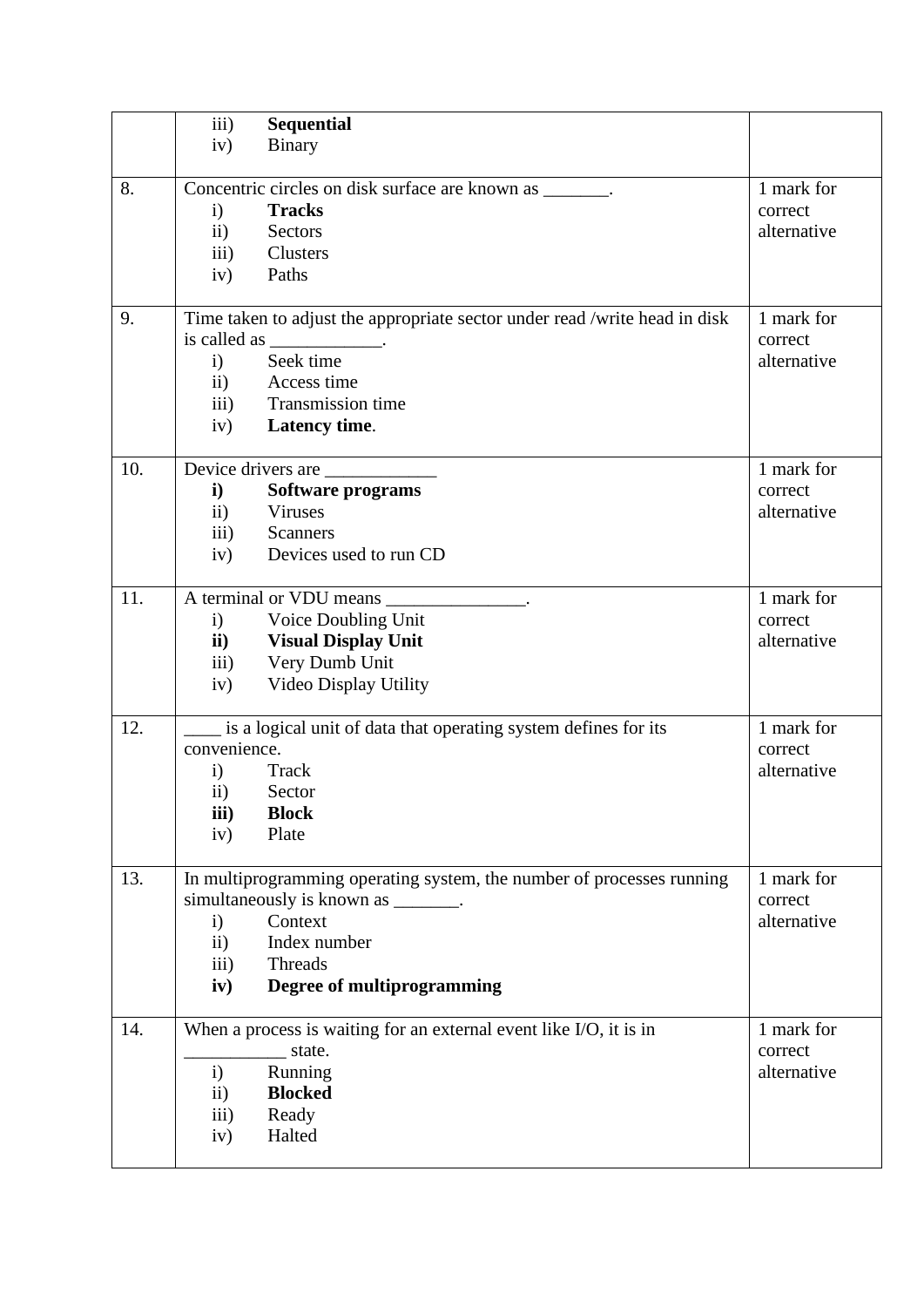| | | |
|---|---|---|
| | iii) **Sequential**<br>iv) Binary | |
| 8. | Concentric circles on disk surface are known as _______.<br>i) **Tracks**<br>ii) Sectors<br>iii) Clusters<br>iv) Paths | 1 mark for correct alternative |
| 9. | Time taken to adjust the appropriate sector under read /write head in disk is called as ____________.<br>i) Seek time<br>ii) Access time<br>iii) Transmission time<br>iv) **Latency time**. | 1 mark for correct alternative |
| 10. | Device drivers are ____________<br>**i) Software programs**<br>ii) Viruses<br>iii) Scanners<br>iv) Devices used to run CD | 1 mark for correct alternative |
| 11. | A terminal or VDU means _______________.<br>i) Voice Doubling Unit<br>**ii) Visual Display Unit**<br>iii) Very Dumb Unit<br>iv) Video Display Utility | 1 mark for correct alternative |
| 12. | ____ is a logical unit of data that operating system defines for its convenience.<br>i) Track<br>ii) Sector<br>**iii) Block**<br>iv) Plate | 1 mark for correct alternative |
| 13. | In multiprogramming operating system, the number of processes running simultaneously is known as _______.<br>i) Context<br>ii) Index number<br>iii) Threads<br>**iv) Degree of multiprogramming** | 1 mark for correct alternative |
| 14. | When a process is waiting for an external event like I/O, it is in ___________ state.<br>i) Running<br>ii) **Blocked**<br>iii) Ready<br>iv) Halted | 1 mark for correct alternative |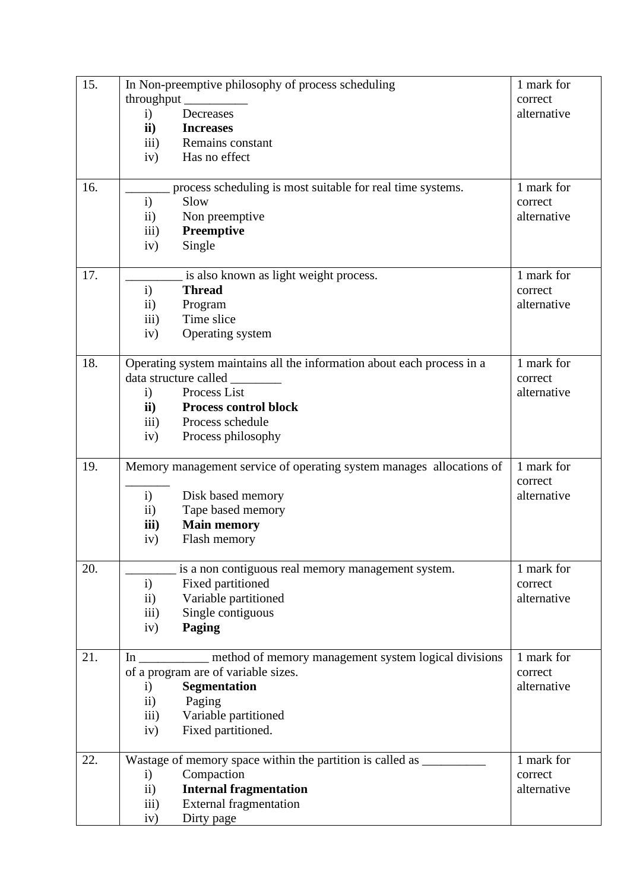| | | |
|---|---|---|
| 15. | In Non-preemptive philosophy of process scheduling throughput __________<br>i) Decreases<br>**ii) Increases**<br>iii) Remains constant<br>iv) Has no effect | 1 mark for correct alternative |
| 16. | _______ process scheduling is most suitable for real time systems.<br>i) Slow<br>ii) Non preemptive<br>iii) **Preemptive**<br>iv) Single | 1 mark for correct alternative |
| 17. | _________ is also known as light weight process.<br>i) **Thread**<br>ii) Program<br>iii) Time slice<br>iv) Operating system | 1 mark for correct alternative |
| 18. | Operating system maintains all the information about each process in a data structure called ________<br>i) Process List<br>**ii) Process control block**<br>iii) Process schedule<br>iv) Process philosophy | 1 mark for correct alternative |
| 19. | Memory management service of operating system manages allocations of _______<br>i) Disk based memory<br>ii) Tape based memory<br>**iii) Main memory**<br>iv) Flash memory | 1 mark for correct alternative |
| 20. | ________ is a non contiguous real memory management system.<br>i) Fixed partitioned<br>ii) Variable partitioned<br>iii) Single contiguous<br>iv) **Paging** | 1 mark for correct alternative |
| 21. | In ___________ method of memory management system logical divisions of a program are of variable sizes.<br>i) **Segmentation**<br>ii) Paging<br>iii) Variable partitioned<br>iv) Fixed partitioned. | 1 mark for correct alternative |
| 22. | Wastage of memory space within the partition is called as __________<br>i) Compaction<br>ii) **Internal fragmentation**<br>iii) External fragmentation<br>iv) Dirty page | 1 mark for correct alternative |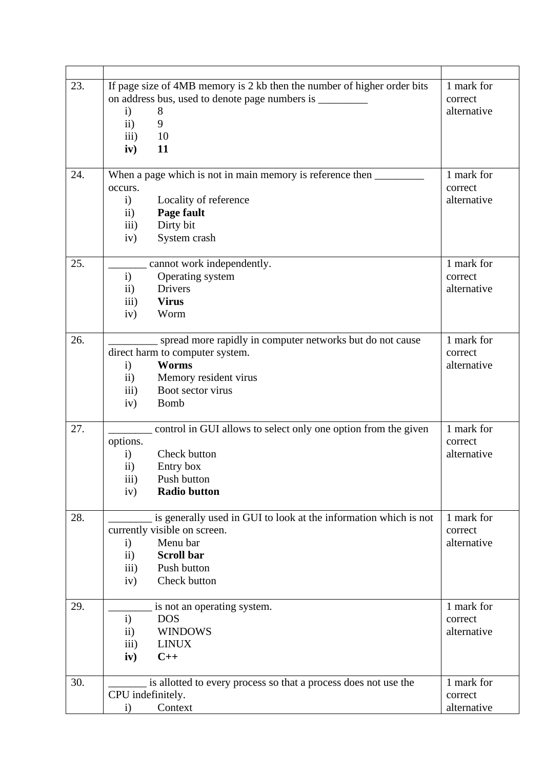| | | |
|---|---|---|
| 23. | If page size of 4MB memory is 2 kb then the number of higher order bits on address bus, used to denote page numbers is _________<br>i) 8<br>ii) 9<br>iii) 10<br>**iv) 11** | 1 mark for correct alternative |
| 24. | When a page which is not in main memory is reference then _________ occurs.<br>i) Locality of reference<br>ii) **Page fault**<br>iii) Dirty bit<br>iv) System crash | 1 mark for correct alternative |
| 25. | _______ cannot work independently.<br>i) Operating system<br>ii) Drivers<br>iii) **Virus**<br>iv) Worm | 1 mark for correct alternative |
| 26. | _________ spread more rapidly in computer networks but do not cause direct harm to computer system.<br>i) **Worms**<br>ii) Memory resident virus<br>iii) Boot sector virus<br>iv) Bomb | 1 mark for correct alternative |
| 27. | ________ control in GUI allows to select only one option from the given options.<br>i) Check button<br>ii) Entry box<br>iii) Push button<br>iv) **Radio button** | 1 mark for correct alternative |
| 28. | ________ is generally used in GUI to look at the information which is not currently visible on screen.<br>i) Menu bar<br>ii) **Scroll bar**<br>iii) Push button<br>iv) Check button | 1 mark for correct alternative |
| 29. | ________ is not an operating system.<br>i) DOS<br>ii) WINDOWS<br>iii) LINUX<br>**iv) C++** | 1 mark for correct alternative |
| 30. | _______ is allotted to every process so that a process does not use the CPU indefinitely.<br>i) Context | 1 mark for correct alternative |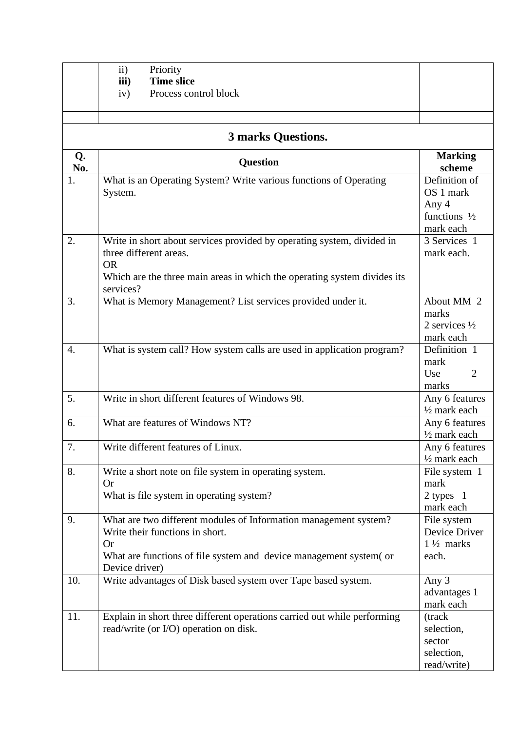| | | |
|---|---|---|
| | ii) Priority<br>**iii) Time slice**<br>iv) Process control block | |
| | | |

## 3 marks Questions.

| Q. No. | Question | Marking scheme |
|---|---|---|
| 1. | What is an Operating System? Write various functions of Operating System. | Definition of OS 1 mark<br>Any 4 functions ½ mark each |
| 2. | Write in short about services provided by operating system, divided in three different areas.<br>OR<br>Which are the three main areas in which the operating system divides its services? | 3 Services 1 mark each. |
| 3. | What is Memory Management? List services provided under it. | About MM 2 marks<br>2 services ½ mark each |
| 4. | What is system call? How system calls are used in application program? | Definition 1 mark<br>Use 2 marks |
| 5. | Write in short different features of Windows 98. | Any 6 features ½ mark each |
| 6. | What are features of Windows NT? | Any 6 features ½ mark each |
| 7. | Write different features of Linux. | Any 6 features ½ mark each |
| 8. | Write a short note on file system in operating system.<br>Or<br>What is file system in operating system? | File system 1 mark<br>2 types 1 mark each |
| 9. | What are two different modules of Information management system? Write their functions in short.<br>Or<br>What are functions of file system and device management system( or Device driver) | File system Device Driver 1 ½ marks each. |
| 10. | Write advantages of Disk based system over Tape based system. | Any 3 advantages 1 mark each |
| 11. | Explain in short three different operations carried out while performing read/write (or I/O) operation on disk. | (track selection, sector selection, read/write) |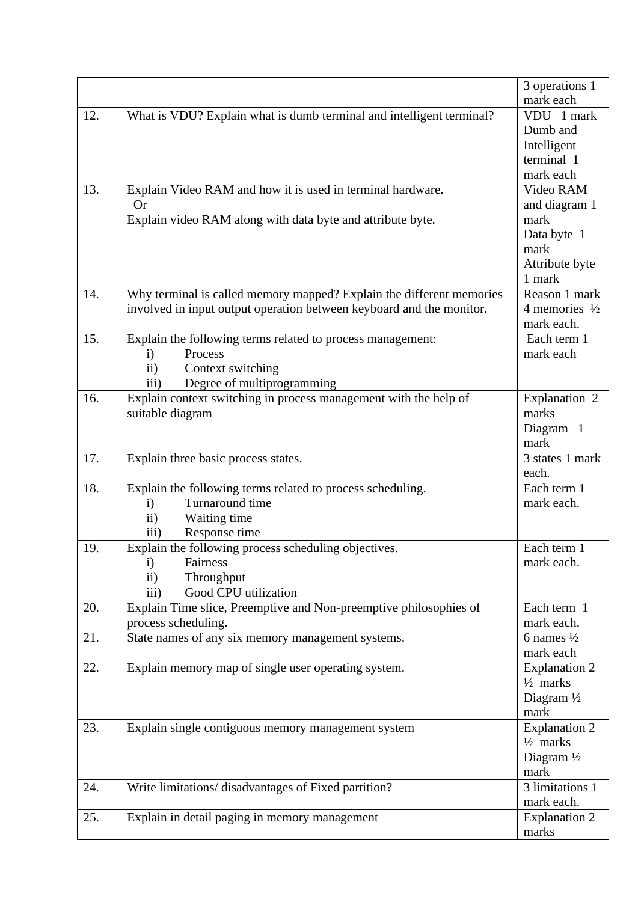| | | |
|---|---|---|
| | | 3 operations 1 mark each |
| 12. | What is VDU? Explain what is dumb terminal and intelligent terminal? | VDU 1 mark Dumb and Intelligent terminal 1 mark each |
| 13. | Explain Video RAM and how it is used in terminal hardware.<br>Or<br>Explain video RAM along with data byte and attribute byte. | Video RAM and diagram 1 mark<br>Data byte 1 mark<br>Attribute byte 1 mark |
| 14. | Why terminal is called memory mapped? Explain the different memories involved in input output operation between keyboard and the monitor. | Reason 1 mark<br>4 memories ½ mark each. |
| 15. | Explain the following terms related to process management:<br>i) Process<br>ii) Context switching<br>iii) Degree of multiprogramming | Each term 1 mark each |
| 16. | Explain context switching in process management with the help of suitable diagram | Explanation 2 marks<br>Diagram 1 mark |
| 17. | Explain three basic process states. | 3 states 1 mark each. |
| 18. | Explain the following terms related to process scheduling.<br>i) Turnaround time<br>ii) Waiting time<br>iii) Response time | Each term 1 mark each. |
| 19. | Explain the following process scheduling objectives.<br>i) Fairness<br>ii) Throughput<br>iii) Good CPU utilization | Each term 1 mark each. |
| 20. | Explain Time slice, Preemptive and Non-preemptive philosophies of process scheduling. | Each term 1 mark each. |
| 21. | State names of any six memory management systems. | 6 names ½ mark each |
| 22. | Explain memory map of single user operating system. | Explanation 2 ½ marks<br>Diagram ½ mark |
| 23. | Explain single contiguous memory management system | Explanation 2 ½ marks<br>Diagram ½ mark |
| 24. | Write limitations/ disadvantages of Fixed partition? | 3 limitations 1 mark each. |
| 25. | Explain in detail paging in memory management | Explanation 2 marks |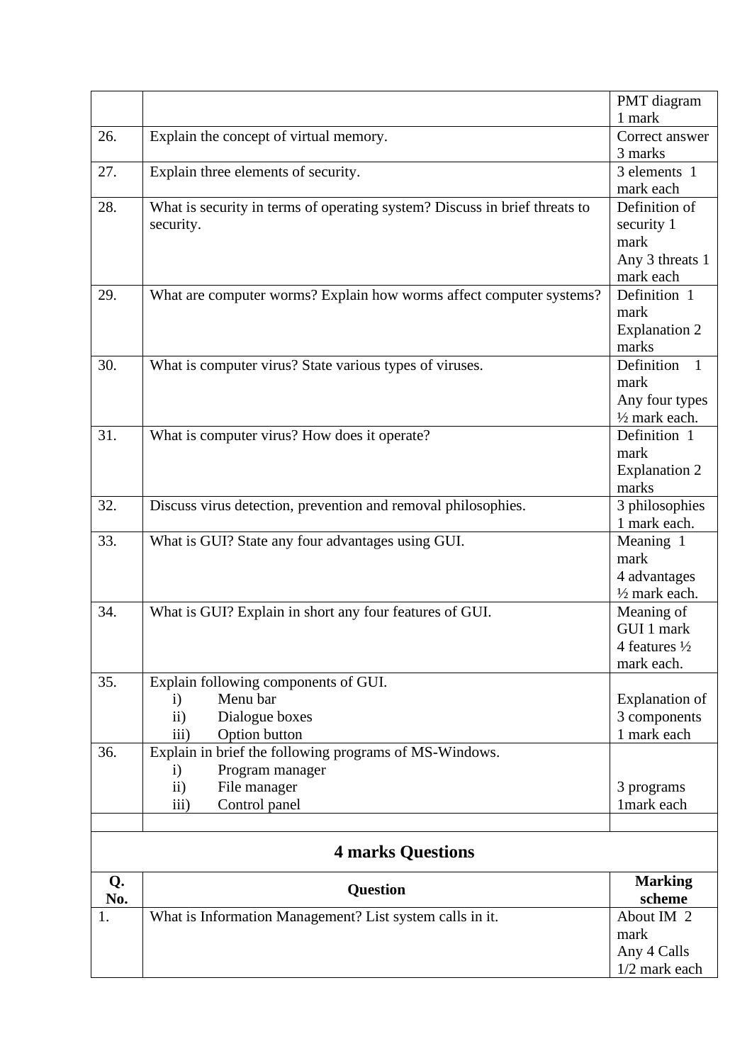| | | |
|---|---|---|
| | | PMT diagram 1 mark |
| 26. | Explain the concept of virtual memory. | Correct answer 3 marks |
| 27. | Explain three elements of security. | 3 elements 1 mark each |
| 28. | What is security in terms of operating system? Discuss in brief threats to security. | Definition of security 1 mark<br>Any 3 threats 1 mark each |
| 29. | What are computer worms? Explain how worms affect computer systems? | Definition 1 mark<br>Explanation 2 marks |
| 30. | What is computer virus? State various types of viruses. | Definition 1 mark<br>Any four types ½ mark each. |
| 31. | What is computer virus? How does it operate? | Definition 1 mark<br>Explanation 2 marks |
| 32. | Discuss virus detection, prevention and removal philosophies. | 3 philosophies 1 mark each. |
| 33. | What is GUI? State any four advantages using GUI. | Meaning 1 mark<br>4 advantages ½ mark each. |
| 34. | What is GUI? Explain in short any four features of GUI. | Meaning of GUI 1 mark<br>4 features ½ mark each. |
| 35. | Explain following components of GUI.<br>i) Menu bar<br>ii) Dialogue boxes<br>iii) Option button | Explanation of 3 components 1 mark each |
| 36. | Explain in brief the following programs of MS-Windows.<br>i) Program manager<br>ii) File manager<br>iii) Control panel | 3 programs 1mark each |
| | | |

## 4 marks Questions

| Q. No. | Question | Marking scheme |
|---|---|---|
| 1. | What is Information Management? List system calls in it. | About IM 2 mark<br>Any 4 Calls 1/2 mark each |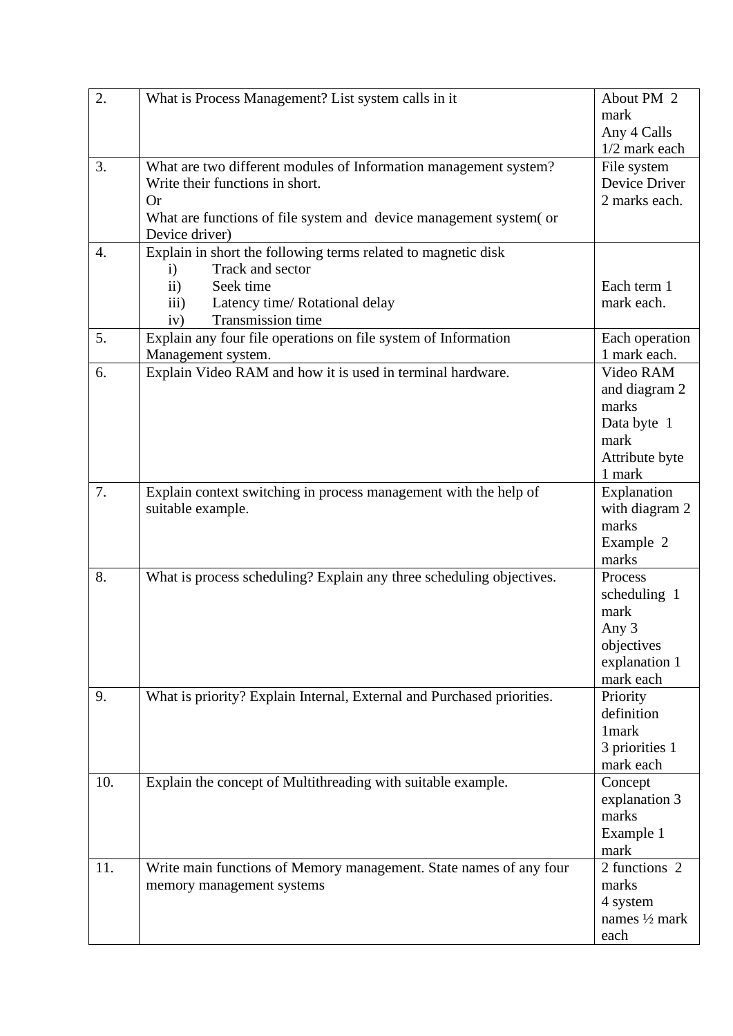| | | |
|---|---|---|
| 2. | What is Process Management? List system calls in it | About PM 2 mark<br>Any 4 Calls 1/2 mark each |
| 3. | What are two different modules of Information management system? Write their functions in short.<br>Or<br>What are functions of file system and device management system( or Device driver) | File system<br>Device Driver<br>2 marks each. |
| 4. | Explain in short the following terms related to magnetic disk<br>i) Track and sector<br>ii) Seek time<br>iii) Latency time/ Rotational delay<br>iv) Transmission time | Each term 1 mark each. |
| 5. | Explain any four file operations on file system of Information Management system. | Each operation 1 mark each. |
| 6. | Explain Video RAM and how it is used in terminal hardware. | Video RAM and diagram 2 marks<br>Data byte 1 mark<br>Attribute byte 1 mark |
| 7. | Explain context switching in process management with the help of suitable example. | Explanation with diagram 2 marks<br>Example 2 marks |
| 8. | What is process scheduling? Explain any three scheduling objectives. | Process scheduling 1 mark<br>Any 3 objectives explanation 1 mark each |
| 9. | What is priority? Explain Internal, External and Purchased priorities. | Priority definition 1mark<br>3 priorities 1 mark each |
| 10. | Explain the concept of Multithreading with suitable example. | Concept explanation 3 marks<br>Example 1 mark |
| 11. | Write main functions of Memory management. State names of any four memory management systems | 2 functions 2 marks<br>4 system names ½ mark each |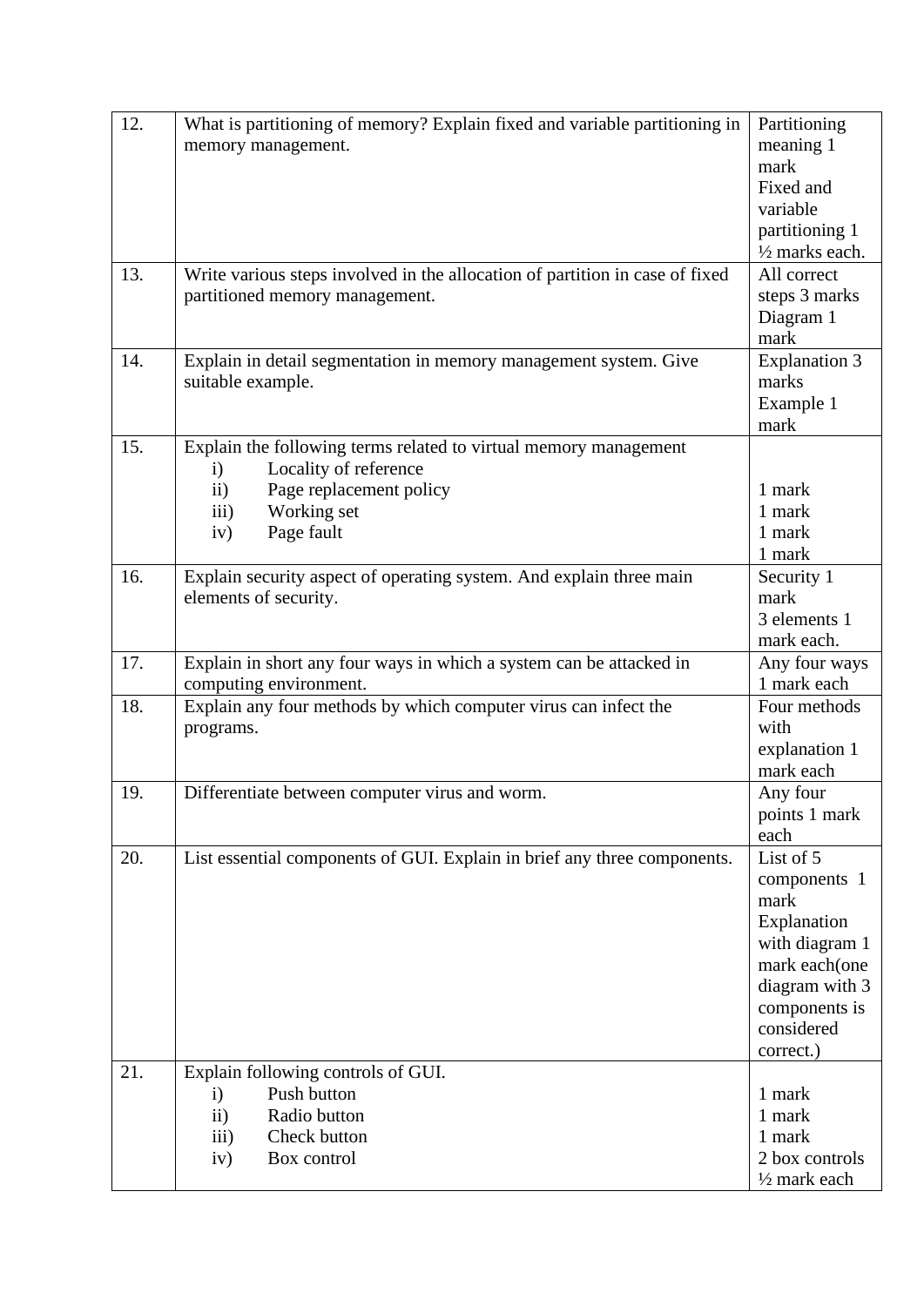| | | |
|---|---|---|
| 12. | What is partitioning of memory? Explain fixed and variable partitioning in memory management. | Partitioning meaning 1 mark<br>Fixed and variable partitioning 1 ½ marks each. |
| 13. | Write various steps involved in the allocation of partition in case of fixed partitioned memory management. | All correct steps 3 marks<br>Diagram 1 mark |
| 14. | Explain in detail segmentation in memory management system. Give suitable example. | Explanation 3 marks<br>Example 1 mark |
| 15. | Explain the following terms related to virtual memory management<br>i) Locality of reference<br>ii) Page replacement policy<br>iii) Working set<br>iv) Page fault | <br>1 mark<br>1 mark<br>1 mark<br>1 mark |
| 16. | Explain security aspect of operating system. And explain three main elements of security. | Security 1 mark<br>3 elements 1 mark each. |
| 17. | Explain in short any four ways in which a system can be attacked in computing environment. | Any four ways 1 mark each |
| 18. | Explain any four methods by which computer virus can infect the programs. | Four methods with explanation 1 mark each |
| 19. | Differentiate between computer virus and worm. | Any four points 1 mark each |
| 20. | List essential components of GUI. Explain in brief any three components. | List of 5 components 1 mark<br>Explanation with diagram 1 mark each(one diagram with 3 components is considered correct.) |
| 21. | Explain following controls of GUI.<br>i) Push button<br>ii) Radio button<br>iii) Check button<br>iv) Box control | <br>1 mark<br>1 mark<br>1 mark<br>2 box controls ½ mark each |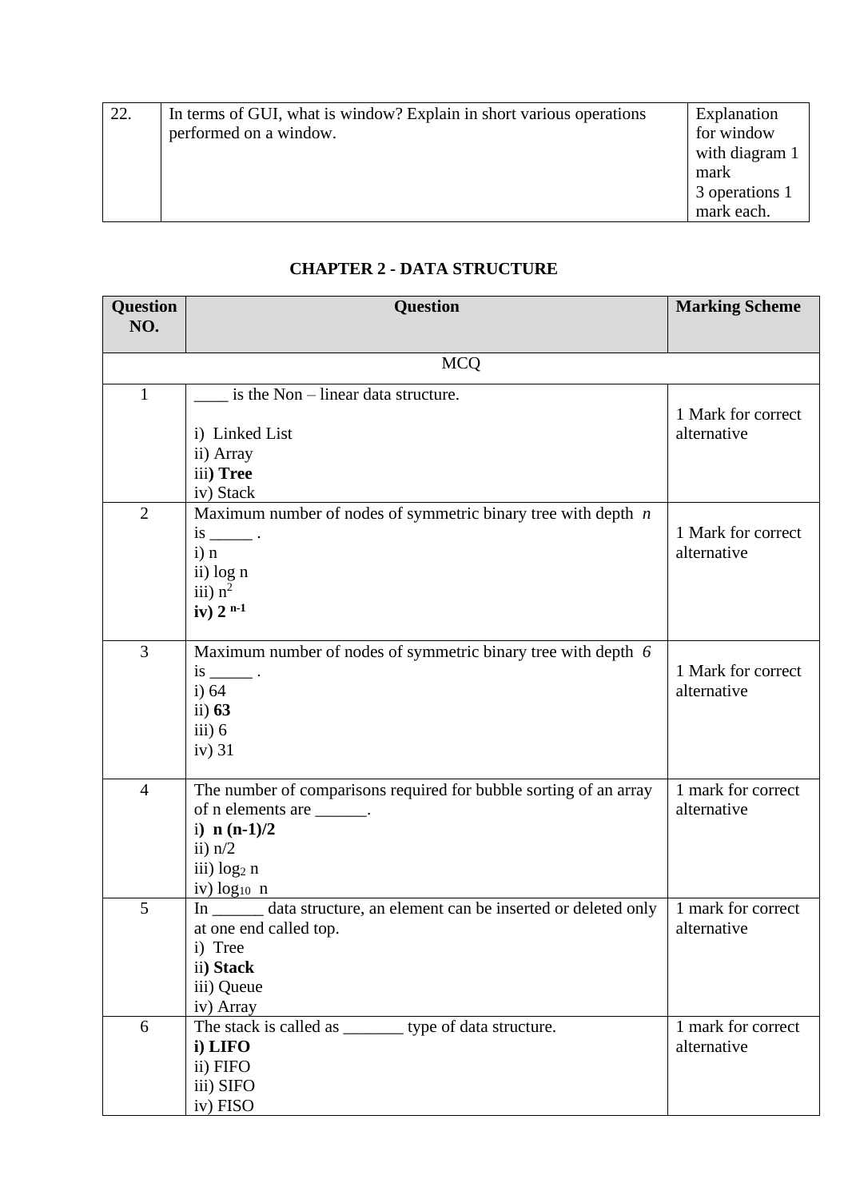| 22. | In terms of GUI, what is window? Explain in short various operations performed on a window. | Explanation for window with diagram 1 mark<br>3 operations 1 mark each. |
|---|---|---|

## CHAPTER 2 - DATA STRUCTURE

| Question NO. | Question | Marking Scheme |
|---|---|---|
| | MCQ | |
| 1 | ____ is the Non – linear data structure.<br><br>i) Linked List<br>ii) Array<br>iii**) Tree**<br>iv) Stack | 1 Mark for correct alternative |
| 2 | Maximum number of nodes of symmetric binary tree with depth *n* is _____ .<br>i) n<br>ii) log n<br>iii) $n^2$<br>**iv)** $2^{n-1}$ | 1 Mark for correct alternative |
| 3 | Maximum number of nodes of symmetric binary tree with depth *6* is _____ .<br>i) 64<br>ii) **63**<br>iii) 6<br>iv) 31 | 1 Mark for correct alternative |
| 4 | The number of comparisons required for bubble sorting of an array of n elements are ______.<br>i**) n (n-1)/2**<br>ii) n/2<br>iii) $\log_2$ n<br>iv) $\log_{10}$ n | 1 mark for correct alternative |
| 5 | In ______ data structure, an element can be inserted or deleted only at one end called top.<br>i) Tree<br>ii**) Stack**<br>iii) Queue<br>iv) Array | 1 mark for correct alternative |
| 6 | The stack is called as _______ type of data structure.<br>**i) LIFO**<br>ii) FIFO<br>iii) SIFO<br>iv) FISO | 1 mark for correct alternative |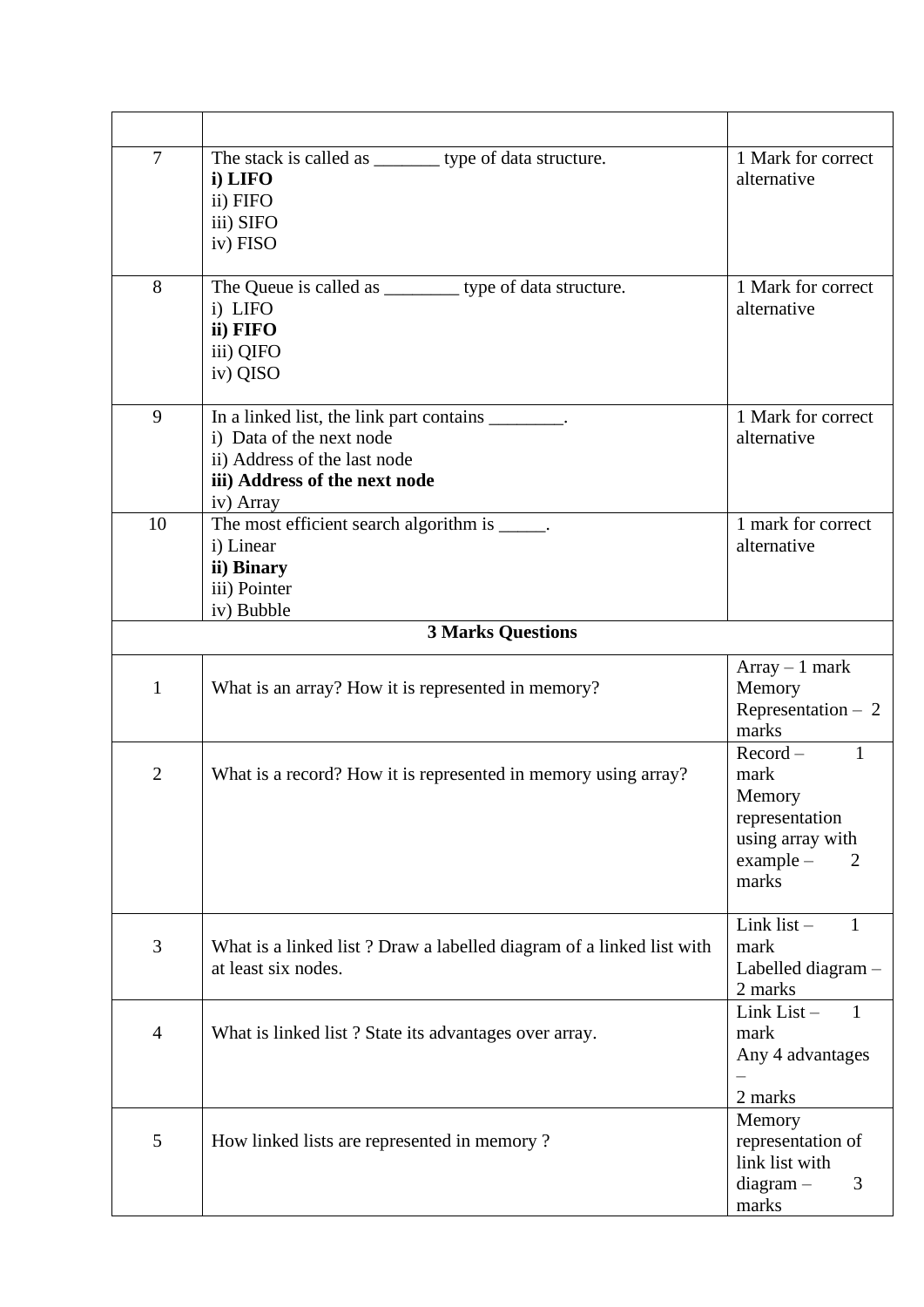| | | |
|---|---|---|
| 7 | The stack is called as _______ type of data structure.<br>**i) LIFO**<br>ii) FIFO<br>iii) SIFO<br>iv) FISO | 1 Mark for correct alternative |
| 8 | The Queue is called as ________ type of data structure.<br>i) LIFO<br>**ii) FIFO**<br>iii) QIFO<br>iv) QISO | 1 Mark for correct alternative |
| 9 | In a linked list, the link part contains ________.<br>i) Data of the next node<br>ii) Address of the last node<br>**iii) Address of the next node**<br>iv) Array | 1 Mark for correct alternative |
| 10 | The most efficient search algorithm is _____.<br>i) Linear<br>**ii) Binary**<br>iii) Pointer<br>iv) Bubble | 1 mark for correct alternative |
| | **3 Marks Questions** | |
| 1 | What is an array? How it is represented in memory? | Array – 1 mark<br>Memory Representation – 2 marks |
| 2 | What is a record? How it is represented in memory using array? | Record – 1 mark<br>Memory representation using array with example – 2 marks |
| 3 | What is a linked list ? Draw a labelled diagram of a linked list with at least six nodes. | Link list – 1 mark<br>Labelled diagram – 2 marks |
| 4 | What is linked list ? State its advantages over array. | Link List – 1 mark<br>Any 4 advantages – 2 marks |
| 5 | How linked lists are represented in memory ? | Memory representation of link list with diagram – 3 marks |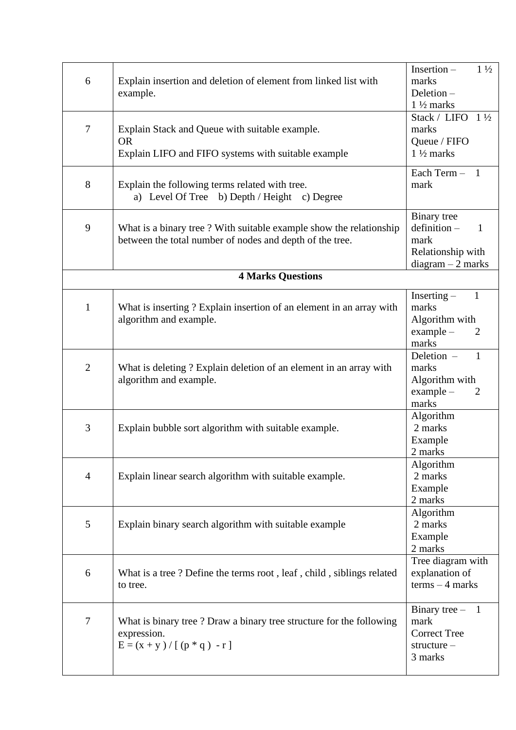| | | |
|---|---|---|
| 6 | Explain insertion and deletion of element from linked list with example. | Insertion – 1 ½ marks<br>Deletion – 1 ½ marks |
| 7 | Explain Stack and Queue with suitable example.<br>OR<br>Explain LIFO and FIFO systems with suitable example | Stack / LIFO 1 ½ marks<br>Queue / FIFO 1 ½ marks |
| 8 | Explain the following terms related with tree.<br>a) Level Of Tree b) Depth / Height c) Degree | Each Term – 1 mark |
| 9 | What is a binary tree ? With suitable example show the relationship between the total number of nodes and depth of the tree. | Binary tree definition – 1 mark<br>Relationship with diagram – 2 marks |
| | **4 Marks Questions** | |
| 1 | What is inserting ? Explain insertion of an element in an array with algorithm and example. | Inserting – 1 marks<br>Algorithm with example – 2 marks |
| 2 | What is deleting ? Explain deletion of an element in an array with algorithm and example. | Deletion – 1 marks<br>Algorithm with example – 2 marks |
| 3 | Explain bubble sort algorithm with suitable example. | Algorithm 2 marks<br>Example 2 marks |
| 4 | Explain linear search algorithm with suitable example. | Algorithm 2 marks<br>Example 2 marks |
| 5 | Explain binary search algorithm with suitable example | Algorithm 2 marks<br>Example 2 marks |
| 6 | What is a tree ? Define the terms root , leaf , child , siblings related to tree. | Tree diagram with explanation of terms – 4 marks |
| 7 | What is binary tree ? Draw a binary tree structure for the following expression.<br>E = (x + y ) / [ (p * q ) - r ] | Binary tree – 1 mark<br>Correct Tree structure – 3 marks |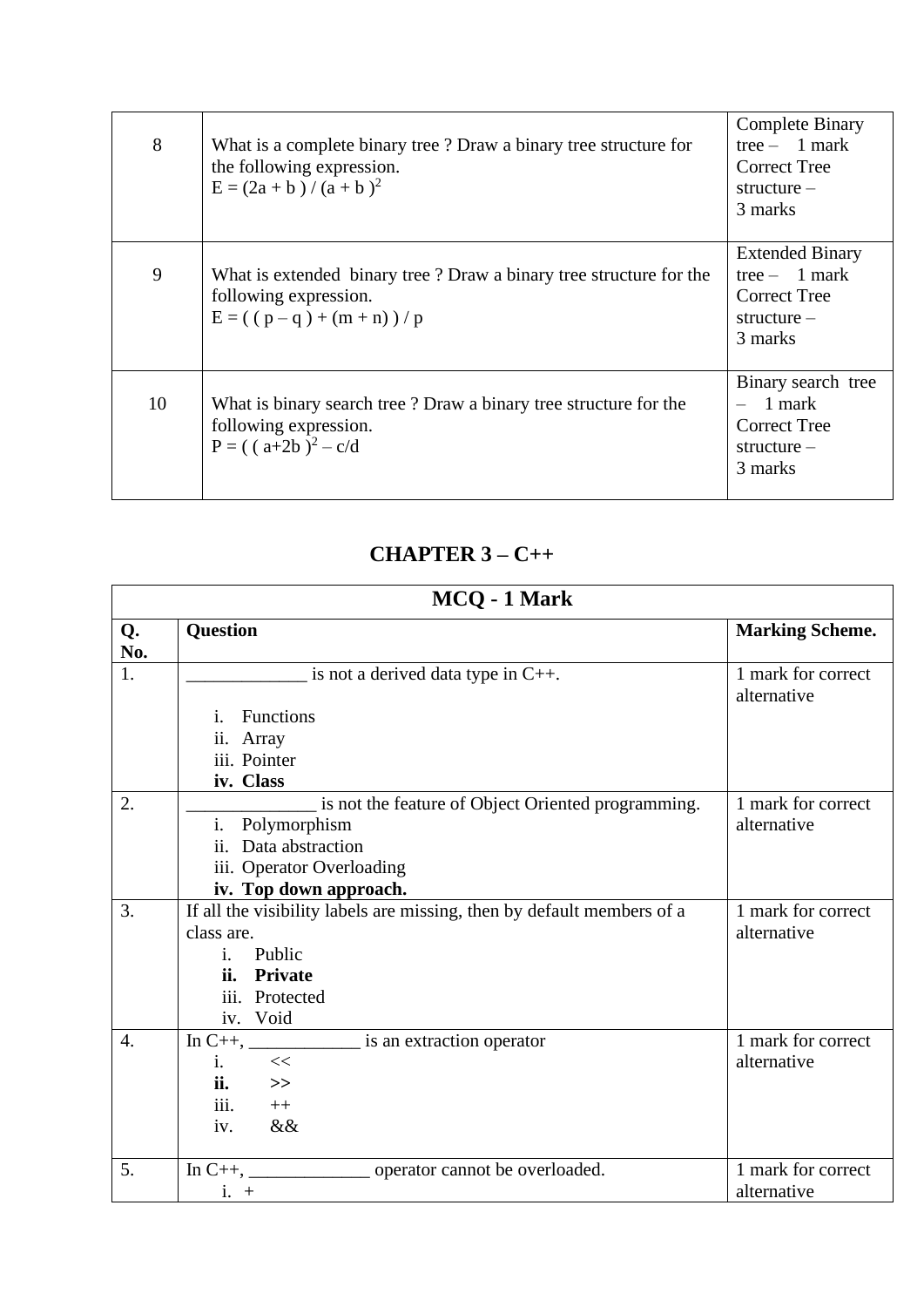| | | |
|---|---|---|
| 8 | What is a complete binary tree ? Draw a binary tree structure for the following expression.<br>$E = (2a + b) / (a + b)^2$ | Complete Binary tree – 1 mark<br>Correct Tree structure – 3 marks |
| 9 | What is extended binary tree ? Draw a binary tree structure for the following expression.<br>$E = ((p – q) + (m + n)) / p$ | Extended Binary tree – 1 mark<br>Correct Tree structure – 3 marks |
| 10 | What is binary search tree ? Draw a binary tree structure for the following expression.<br>$P = ((a+2b)^2 – c/d$ | Binary search tree – 1 mark<br>Correct Tree structure – 3 marks |

## CHAPTER 3 – C++

| MCQ - 1 Mark | | |
|---|---|---|
| **Q. No.** | **Question** | **Marking Scheme.** |
| 1. | _____________ is not a derived data type in C++.<br>i. Functions<br>ii. Array<br>iii. Pointer<br>**iv. Class** | 1 mark for correct alternative |
| 2. | ______________ is not the feature of Object Oriented programming.<br>i. Polymorphism<br>ii. Data abstraction<br>iii. Operator Overloading<br>**iv. Top down approach.** | 1 mark for correct alternative |
| 3. | If all the visibility labels are missing, then by default members of a class are.<br>i. Public<br>**ii. Private**<br>iii. Protected<br>iv. Void | 1 mark for correct alternative |
| 4. | In C++, ____________ is an extraction operator<br>i. <<<br>**ii.** >><br>iii. ++<br>iv. && | 1 mark for correct alternative |
| 5. | In C++, _____________ operator cannot be overloaded.<br>i. + | 1 mark for correct alternative |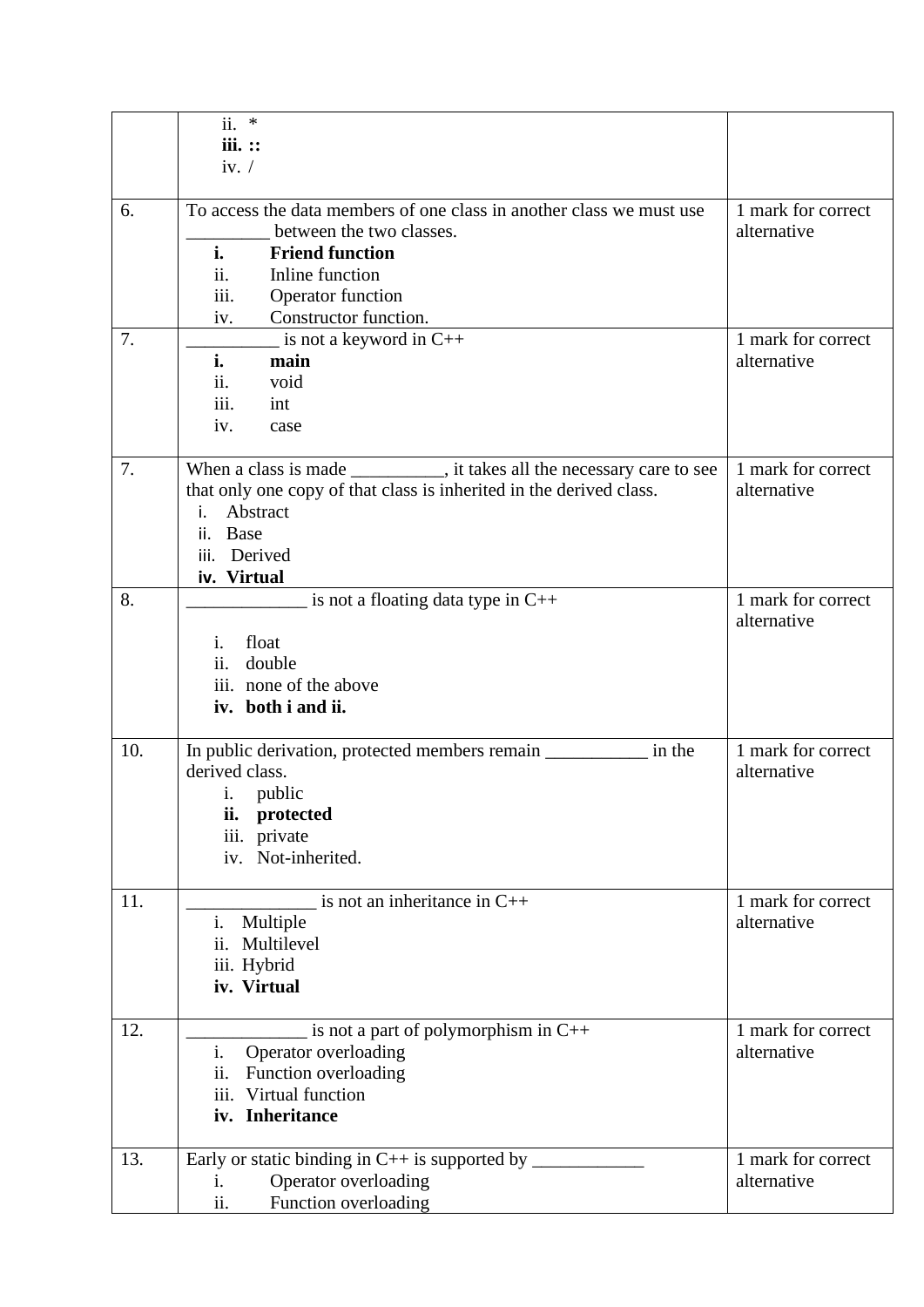| | | |
|---|---|---|
| | ii. * <br> **iii. ::** <br> iv. / | |
| 6. | To access the data members of one class in another class we must use _________ between the two classes. <br> **i. Friend function** <br> ii. Inline function <br> iii. Operator function <br> iv. Constructor function. | 1 mark for correct alternative |
| 7. | __________ is not a keyword in C++ <br> **i. main** <br> ii. void <br> iii. int <br> iv. case | 1 mark for correct alternative |
| 7. | When a class is made __________, it takes all the necessary care to see that only one copy of that class is inherited in the derived class. <br> i. Abstract <br> ii. Base <br> iii. Derived <br> **iv. Virtual** | 1 mark for correct alternative |
| 8. | _____________ is not a floating data type in C++ <br> i. float <br> ii. double <br> iii. none of the above <br> **iv. both i and ii.** | 1 mark for correct alternative |
| 10. | In public derivation, protected members remain ___________ in the derived class. <br> i. public <br> **ii. protected** <br> iii. private <br> iv. Not-inherited. | 1 mark for correct alternative |
| 11. | ______________ is not an inheritance in C++ <br> i. Multiple <br> ii. Multilevel <br> iii. Hybrid <br> **iv. Virtual** | 1 mark for correct alternative |
| 12. | _____________ is not a part of polymorphism in C++ <br> i. Operator overloading <br> ii. Function overloading <br> iii. Virtual function <br> **iv. Inheritance** | 1 mark for correct alternative |
| 13. | Early or static binding in C++ is supported by ____________ <br> i. Operator overloading <br> ii. Function overloading | 1 mark for correct alternative |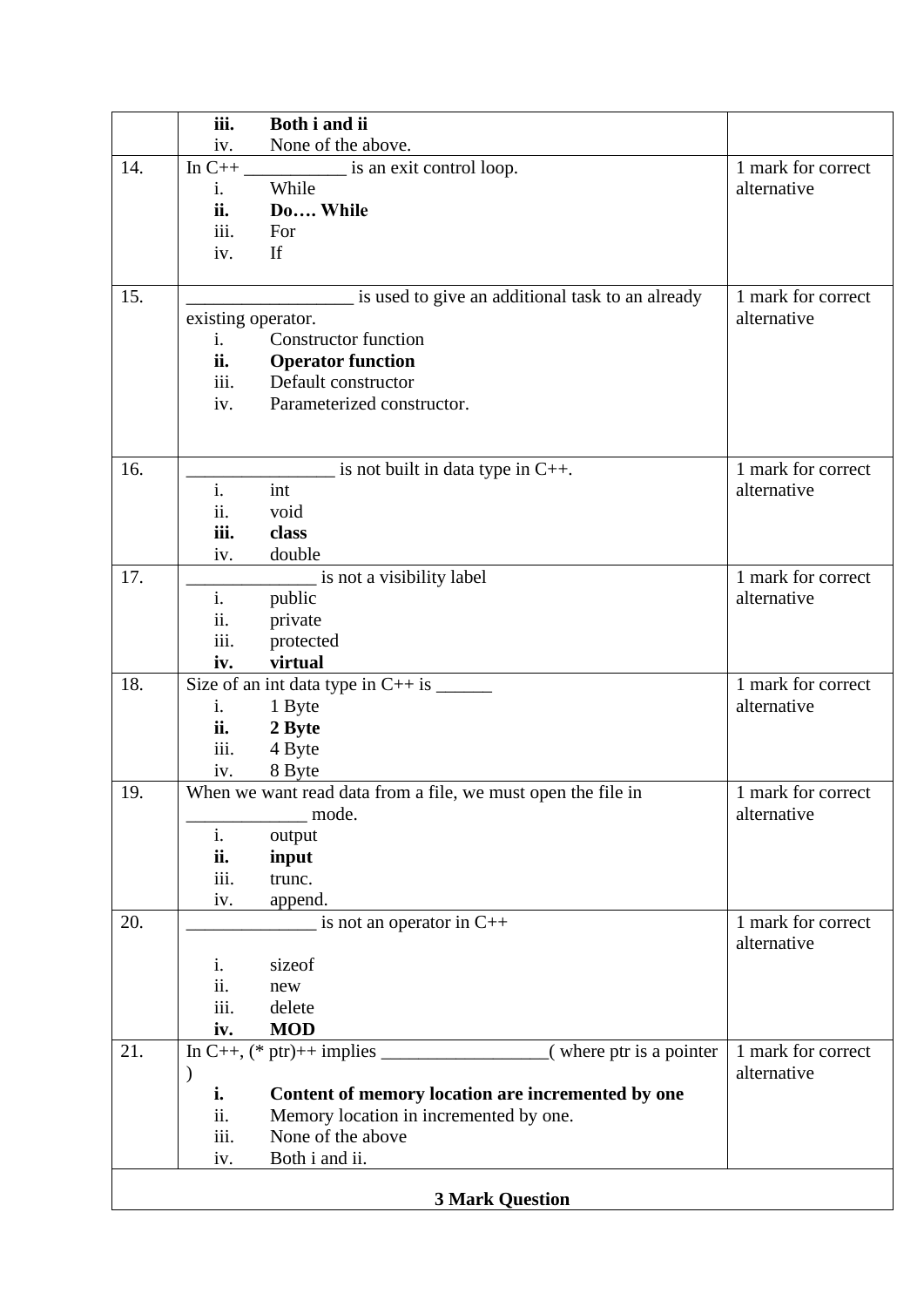| | | |
|---|---|---|
| | iii. **Both i and ii**<br>iv. None of the above. | |
| 14. | In C++ ___________ is an exit control loop.<br>i. While<br>**ii. Do…. While**<br>iii. For<br>iv. If | 1 mark for correct alternative |
| 15. | __________________ is used to give an additional task to an already existing operator.<br>i. Constructor function<br>**ii. Operator function**<br>iii. Default constructor<br>iv. Parameterized constructor. | 1 mark for correct alternative |
| 16. | ________________ is not built in data type in C++.<br>i. int<br>ii. void<br>**iii. class**<br>iv. double | 1 mark for correct alternative |
| 17. | ______________ is not a visibility label<br>i. public<br>ii. private<br>iii. protected<br>**iv. virtual** | 1 mark for correct alternative |
| 18. | Size of an int data type in C++ is ______<br>i. 1 Byte<br>**ii. 2 Byte**<br>iii. 4 Byte<br>iv. 8 Byte | 1 mark for correct alternative |
| 19. | When we want read data from a file, we must open the file in _____________ mode.<br>i. output<br>**ii. input**<br>iii. trunc.<br>iv. append. | 1 mark for correct alternative |
| 20. | ______________ is not an operator in C++<br>i. sizeof<br>ii. new<br>iii. delete<br>**iv. MOD** | 1 mark for correct alternative |
| 21. | In C++, (* ptr)++ implies __________________( where ptr is a pointer )<br>**i. Content of memory location are incremented by one**<br>ii. Memory location in incremented by one.<br>iii. None of the above<br>iv. Both i and ii. | 1 mark for correct alternative |
| | **3 Mark Question** | |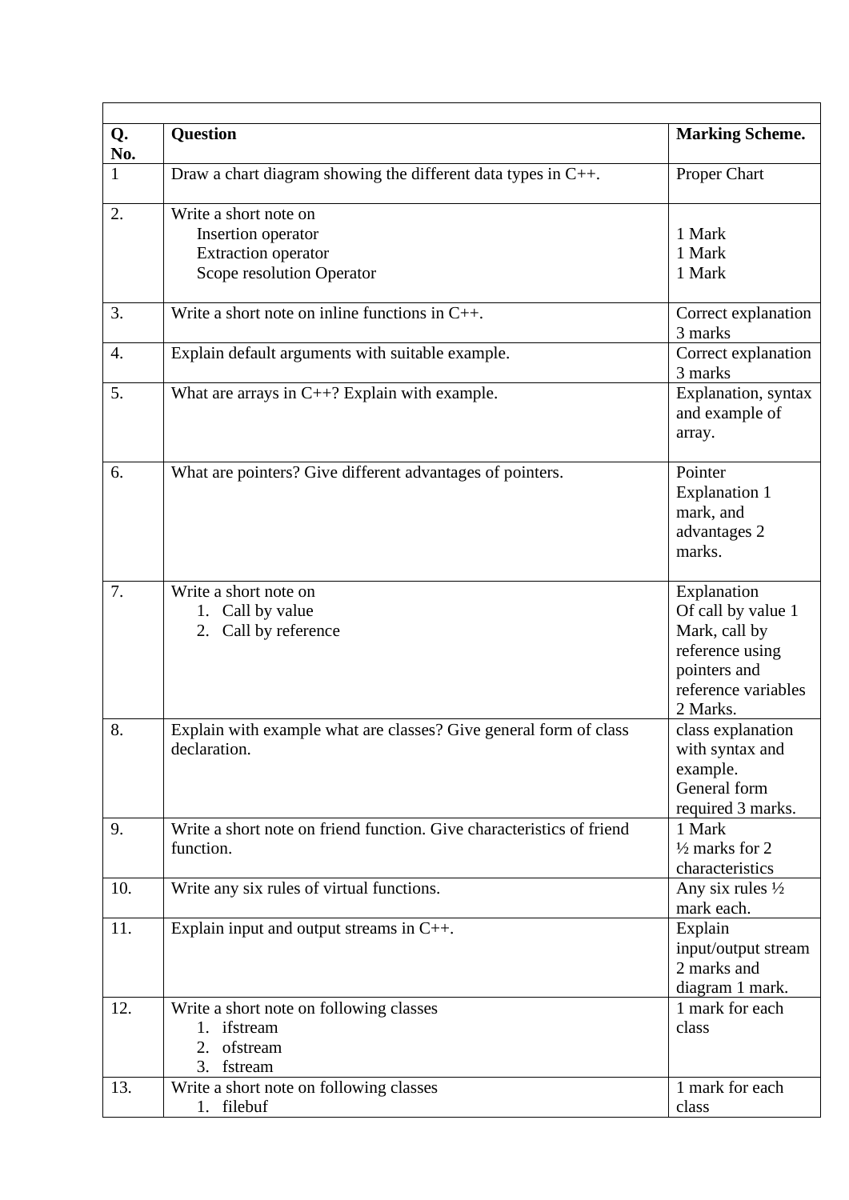| Q. No. | Question | Marking Scheme. |
|---|---|---|
| 1 | Draw a chart diagram showing the different data types in C++. | Proper Chart |
| 2. | Write a short note on<br>Insertion operator<br>Extraction operator<br>Scope resolution Operator | <br>1 Mark<br>1 Mark<br>1 Mark |
| 3. | Write a short note on inline functions in C++. | Correct explanation 3 marks |
| 4. | Explain default arguments with suitable example. | Correct explanation 3 marks |
| 5. | What are arrays in C++? Explain with example. | Explanation, syntax and example of array. |
| 6. | What are pointers? Give different advantages of pointers. | Pointer Explanation 1 mark, and advantages 2 marks. |
| 7. | Write a short note on<br>1. Call by value<br>2. Call by reference | Explanation Of call by value 1 Mark, call by reference using pointers and reference variables 2 Marks. |
| 8. | Explain with example what are classes? Give general form of class declaration. | class explanation with syntax and example. General form required 3 marks. |
| 9. | Write a short note on friend function. Give characteristics of friend function. | 1 Mark<br>½ marks for 2 characteristics |
| 10. | Write any six rules of virtual functions. | Any six rules ½ mark each. |
| 11. | Explain input and output streams in C++. | Explain input/output stream 2 marks and diagram 1 mark. |
| 12. | Write a short note on following classes<br>1. ifstream<br>2. ofstream<br>3. fstream | 1 mark for each class |
| 13. | Write a short note on following classes<br>1. filebuf | 1 mark for each class |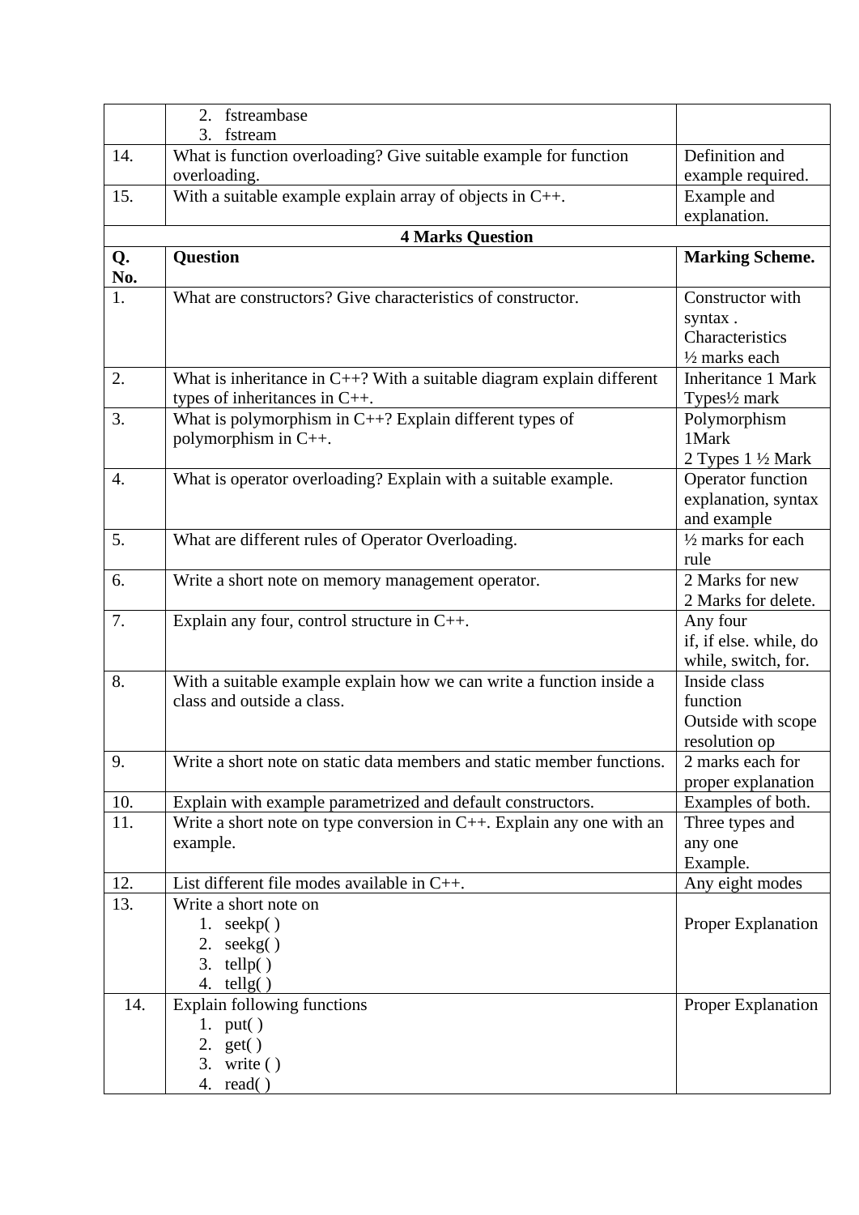| | | |
|---|---|---|
| | 2. fstreambase<br>3. fstream | |
| 14. | What is function overloading? Give suitable example for function overloading. | Definition and example required. |
| 15. | With a suitable example explain array of objects in C++. | Example and explanation. |

**4 Marks Question**

| Q. No. | Question | Marking Scheme. |
|---|---|---|
| 1. | What are constructors? Give characteristics of constructor. | Constructor with syntax .<br>Characteristics ½ marks each |
| 2. | What is inheritance in C++? With a suitable diagram explain different types of inheritances in C++. | Inheritance 1 Mark<br>Types½ mark |
| 3. | What is polymorphism in C++? Explain different types of polymorphism in C++. | Polymorphism 1Mark<br>2 Types 1 ½ Mark |
| 4. | What is operator overloading? Explain with a suitable example. | Operator function explanation, syntax and example |
| 5. | What are different rules of Operator Overloading. | ½ marks for each rule |
| 6. | Write a short note on memory management operator. | 2 Marks for new<br>2 Marks for delete. |
| 7. | Explain any four, control structure in C++. | Any four<br>if, if else. while, do while, switch, for. |
| 8. | With a suitable example explain how we can write a function inside a class and outside a class. | Inside class function<br>Outside with scope resolution op |
| 9. | Write a short note on static data members and static member functions. | 2 marks each for proper explanation |
| 10. | Explain with example parametrized and default constructors. | Examples of both. |
| 11. | Write a short note on type conversion in C++. Explain any one with an example. | Three types and any one Example. |
| 12. | List different file modes available in C++. | Any eight modes |
| 13. | Write a short note on<br>1. seekp( )<br>2. seekg( )<br>3. tellp( )<br>4. tellg( ) | Proper Explanation |
| 14. | Explain following functions<br>1. put( )<br>2. get( )<br>3. write ( )<br>4. read( ) | Proper Explanation |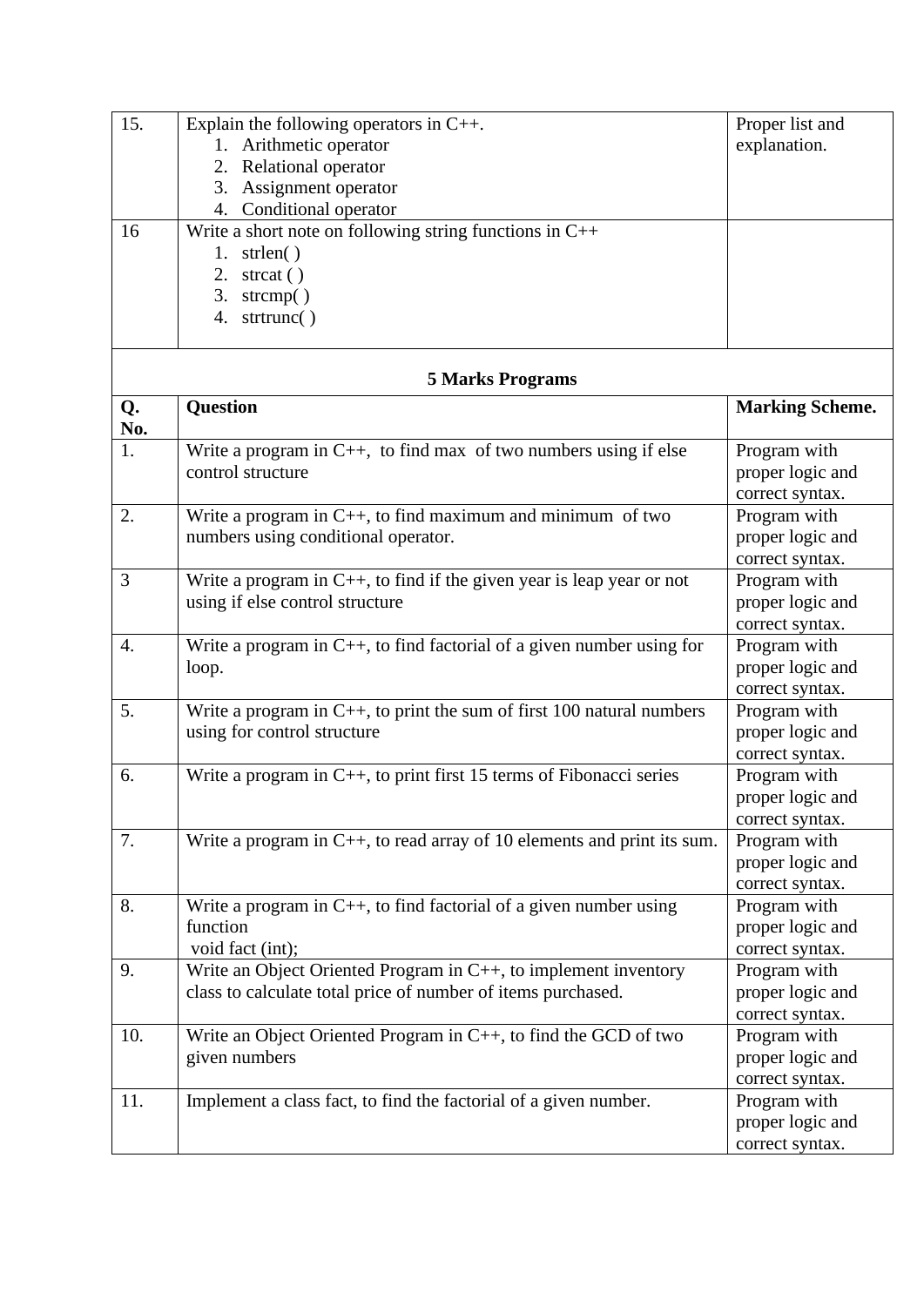| 15. | Explain the following operators in C++.<br>1. Arithmetic operator<br>2. Relational operator<br>3. Assignment operator<br>4. Conditional operator | Proper list and explanation. |
|---|---|---|
| 16 | Write a short note on following string functions in C++<br>1. strlen( )<br>2. strcat ( )<br>3. strcmp( )<br>4. strtrunc( ) | |

**5 Marks Programs**

| Q. No. | Question | Marking Scheme. |
|---|---|---|
| 1. | Write a program in C++, to find max of two numbers using if else control structure | Program with proper logic and correct syntax. |
| 2. | Write a program in C++, to find maximum and minimum of two numbers using conditional operator. | Program with proper logic and correct syntax. |
| 3 | Write a program in C++, to find if the given year is leap year or not using if else control structure | Program with proper logic and correct syntax. |
| 4. | Write a program in C++, to find factorial of a given number using for loop. | Program with proper logic and correct syntax. |
| 5. | Write a program in C++, to print the sum of first 100 natural numbers using for control structure | Program with proper logic and correct syntax. |
| 6. | Write a program in C++, to print first 15 terms of Fibonacci series | Program with proper logic and correct syntax. |
| 7. | Write a program in C++, to read array of 10 elements and print its sum. | Program with proper logic and correct syntax. |
| 8. | Write a program in C++, to find factorial of a given number using function<br>void fact (int); | Program with proper logic and correct syntax. |
| 9. | Write an Object Oriented Program in C++, to implement inventory class to calculate total price of number of items purchased. | Program with proper logic and correct syntax. |
| 10. | Write an Object Oriented Program in C++, to find the GCD of two given numbers | Program with proper logic and correct syntax. |
| 11. | Implement a class fact, to find the factorial of a given number. | Program with proper logic and correct syntax. |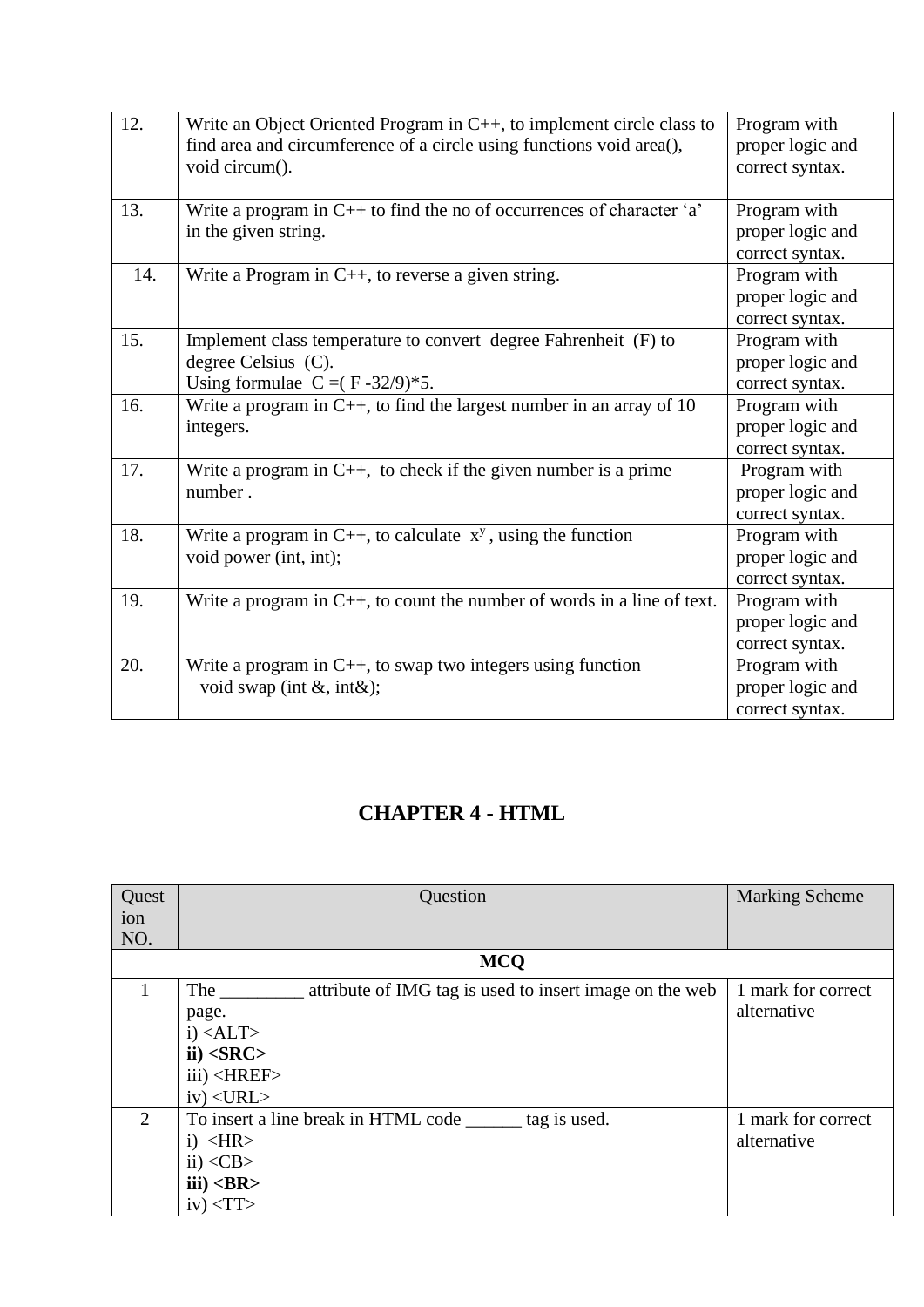| 12. | Write an Object Oriented Program in C++, to implement circle class to find area and circumference of a circle using functions void area(), void circum(). | Program with proper logic and correct syntax. |
|---|---|---|
| 13. | Write a program in C++ to find the no of occurrences of character ‘a’ in the given string. | Program with proper logic and correct syntax. |
| 14. | Write a Program in C++, to reverse a given string. | Program with proper logic and correct syntax. |
| 15. | Implement class temperature to convert degree Fahrenheit (F) to degree Celsius (C).<br>Using formulae C =( F -32/9)*5. | Program with proper logic and correct syntax. |
| 16. | Write a program in C++, to find the largest number in an array of 10 integers. | Program with proper logic and correct syntax. |
| 17. | Write a program in C++, to check if the given number is a prime number . | Program with proper logic and correct syntax. |
| 18. | Write a program in C++, to calculate $x^y$ , using the function<br>void power (int, int); | Program with proper logic and correct syntax. |
| 19. | Write a program in C++, to count the number of words in a line of text. | Program with proper logic and correct syntax. |
| 20. | Write a program in C++, to swap two integers using function<br>void swap (int &, int&); | Program with proper logic and correct syntax. |

# CHAPTER 4 - HTML

| Question NO. | Question | Marking Scheme |
|---|---|---|
| | **MCQ** | |
| 1 | The _________ attribute of IMG tag is used to insert image on the web page.<br>i) <ALT><br>**ii) <SRC>**<br>iii) <HREF><br>iv) <URL> | 1 mark for correct alternative |
| 2 | To insert a line break in HTML code ______ tag is used.<br>i) <HR><br>ii) <CB><br>**iii) <BR>**<br>iv) <TT> | 1 mark for correct alternative |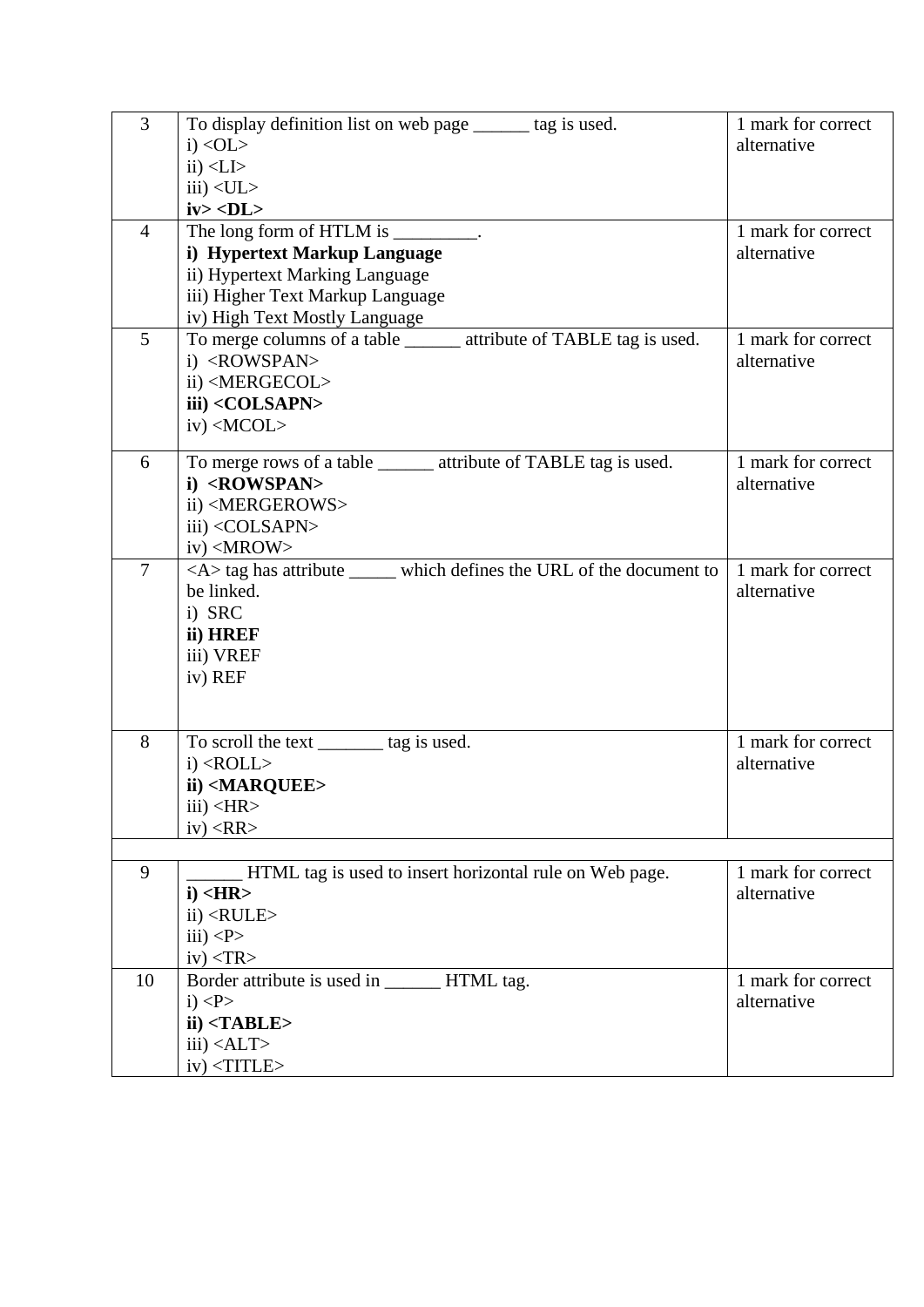| 3 | To display definition list on web page ______ tag is used.<br>i) &lt;OL&gt;<br>ii) &lt;LI&gt;<br>iii) &lt;UL&gt;<br>**iv&gt; &lt;DL&gt;** | 1 mark for correct alternative |
|---|---|---|
| 4 | The long form of HTLM is _________.<br>**i) Hypertext Markup Language**<br>ii) Hypertext Marking Language<br>iii) Higher Text Markup Language<br>iv) High Text Mostly Language | 1 mark for correct alternative |
| 5 | To merge columns of a table ______ attribute of TABLE tag is used.<br>i) &lt;ROWSPAN&gt;<br>ii) &lt;MERGECOL&gt;<br>**iii) &lt;COLSAPN&gt;**<br>iv) &lt;MCOL&gt; | 1 mark for correct alternative |
| 6 | To merge rows of a table ______ attribute of TABLE tag is used.<br>**i) &lt;ROWSPAN&gt;**<br>ii) &lt;MERGEROWS&gt;<br>iii) &lt;COLSAPN&gt;<br>iv) &lt;MROW&gt; | 1 mark for correct alternative |
| 7 | &lt;A&gt; tag has attribute _____ which defines the URL of the document to be linked.<br>i) SRC<br>**ii) HREF**<br>iii) VREF<br>iv) REF | 1 mark for correct alternative |
| 8 | To scroll the text _______ tag is used.<br>i) &lt;ROLL&gt;<br>**ii) &lt;MARQUEE&gt;**<br>iii) &lt;HR&gt;<br>iv) &lt;RR&gt; | 1 mark for correct alternative |
| | | |
| 9 | ______ HTML tag is used to insert horizontal rule on Web page.<br>**i) &lt;HR&gt;**<br>ii) &lt;RULE&gt;<br>iii) &lt;P&gt;<br>iv) &lt;TR&gt; | 1 mark for correct alternative |
| 10 | Border attribute is used in ______ HTML tag.<br>i) &lt;P&gt;<br>**ii) &lt;TABLE&gt;**<br>iii) &lt;ALT&gt;<br>iv) &lt;TITLE&gt; | 1 mark for correct alternative |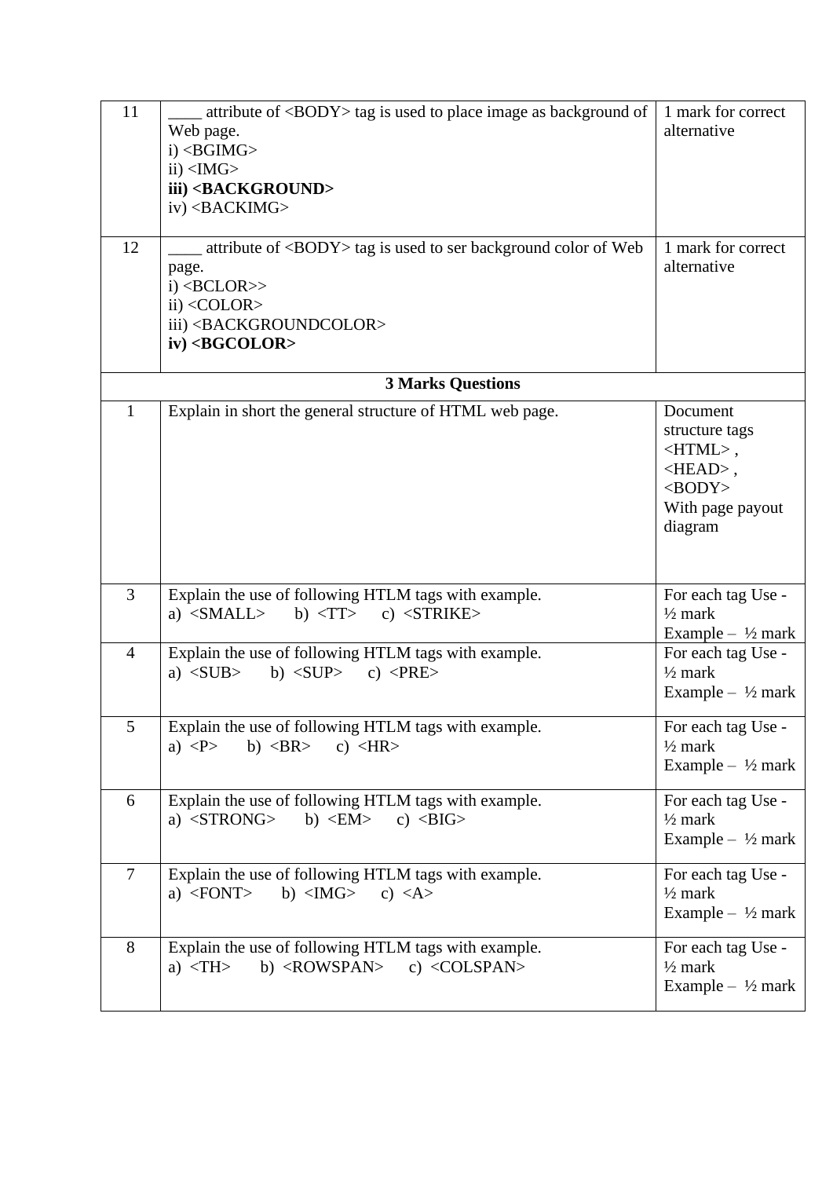| | | |
|---|---|---|
| 11 | ____ attribute of <BODY> tag is used to place image as background of Web page.<br>i) <BGIMG><br>ii) <IMG><br>**iii) <BACKGROUND>**<br>iv) <BACKIMG> | 1 mark for correct alternative |
| 12 | ____ attribute of <BODY> tag is used to ser background color of Web page.<br>i) <BCLOR>><br>ii) <COLOR><br>iii) <BACKGROUNDCOLOR><br>**iv) <BGCOLOR>** | 1 mark for correct alternative |
| | **3 Marks Questions** | |
| 1 | Explain in short the general structure of HTML web page. | Document structure tags <HTML> , <HEAD> , <BODY> With page payout diagram |
| 3 | Explain the use of following HTLM tags with example.<br>a) <SMALL> b) <TT> c) <STRIKE> | For each tag Use - ½ mark<br>Example – ½ mark |
| 4 | Explain the use of following HTLM tags with example.<br>a) <SUB> b) <SUP> c) <PRE> | For each tag Use - ½ mark<br>Example – ½ mark |
| 5 | Explain the use of following HTLM tags with example.<br>a) <P> b) <BR> c) <HR> | For each tag Use - ½ mark<br>Example – ½ mark |
| 6 | Explain the use of following HTLM tags with example.<br>a) <STRONG> b) <EM> c) <BIG> | For each tag Use - ½ mark<br>Example – ½ mark |
| 7 | Explain the use of following HTLM tags with example.<br>a) <FONT> b) <IMG> c) <A> | For each tag Use - ½ mark<br>Example – ½ mark |
| 8 | Explain the use of following HTLM tags with example.<br>a) <TH> b) <ROWSPAN> c) <COLSPAN> | For each tag Use - ½ mark<br>Example – ½ mark |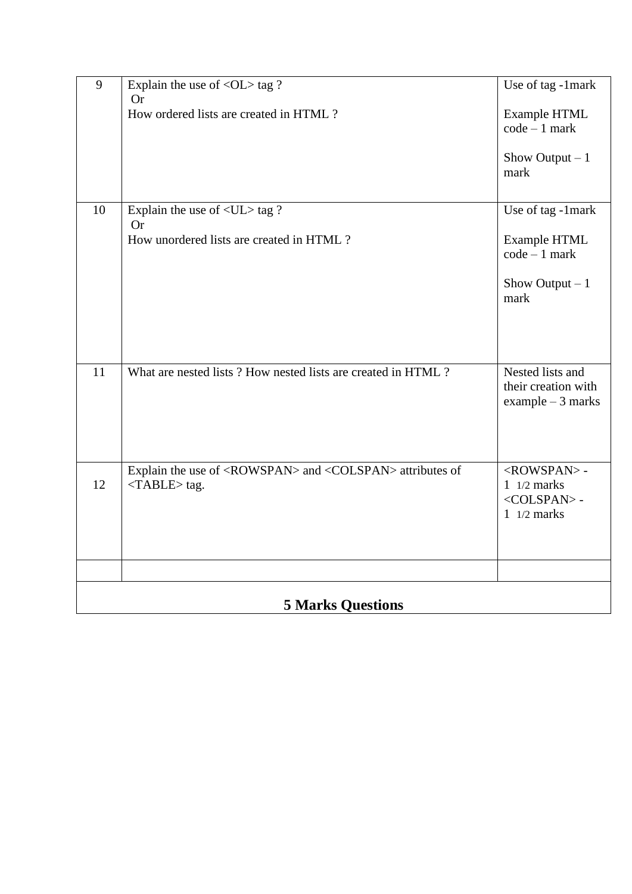| | | |
|---|---|---|
| 9 | Explain the use of <OL> tag ?<br>Or<br>How ordered lists are created in HTML ? | Use of tag -1mark<br><br>Example HTML code – 1 mark<br><br>Show Output – 1 mark |
| 10 | Explain the use of <UL> tag ?<br>Or<br>How unordered lists are created in HTML ? | Use of tag -1mark<br><br>Example HTML code – 1 mark<br><br>Show Output – 1 mark |
| 11 | What are nested lists ? How nested lists are created in HTML ? | Nested lists and their creation with example – 3 marks |
| 12 | Explain the use of <ROWSPAN> and <COLSPAN> attributes of <TABLE> tag. | <ROWSPAN> - 1 1/2 marks<br><COLSPAN> - 1 1/2 marks |
| | | |

## 5 Marks Questions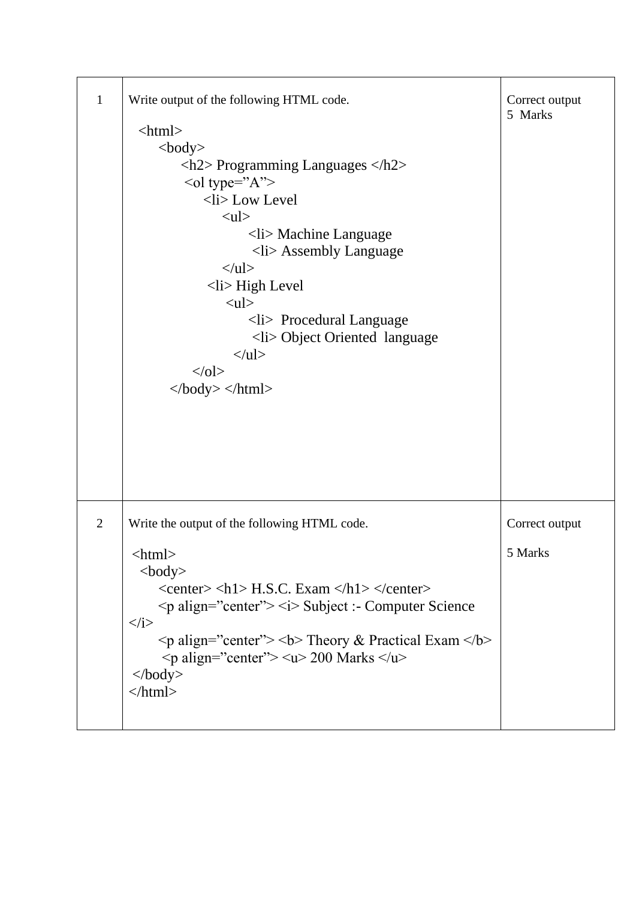| | | |
|---|---|---|
| 1 | Write output of the following HTML code.<br><br>`<html>`<br>`<body>`<br>`<h2> Programming Languages </h2>`<br>`<ol type=”A”>`<br>`<li> Low Level`<br>`<ul>`<br>`<li> Machine Language`<br>`<li> Assembly Language`<br>`</ul>`<br>`<li> High Level`<br>`<ul>`<br>`<li> Procedural Language`<br>`<li> Object Oriented language`<br>`</ul>`<br>`</ol>`<br>`</body> </html>` | Correct output<br>5 Marks |
| 2 | Write the output of the following HTML code.<br><br>`<html>`<br>`<body>`<br>`<center> <h1> H.S.C. Exam </h1> </center>`<br>`<p align=”center”> <i> Subject :- Computer Science </i>`<br>`<p align=”center”> <b> Theory & Practical Exam </b>`<br>`<p align=”center”> <u> 200 Marks </u>`<br>`</body>`<br>`</html>` | Correct output<br><br>5 Marks |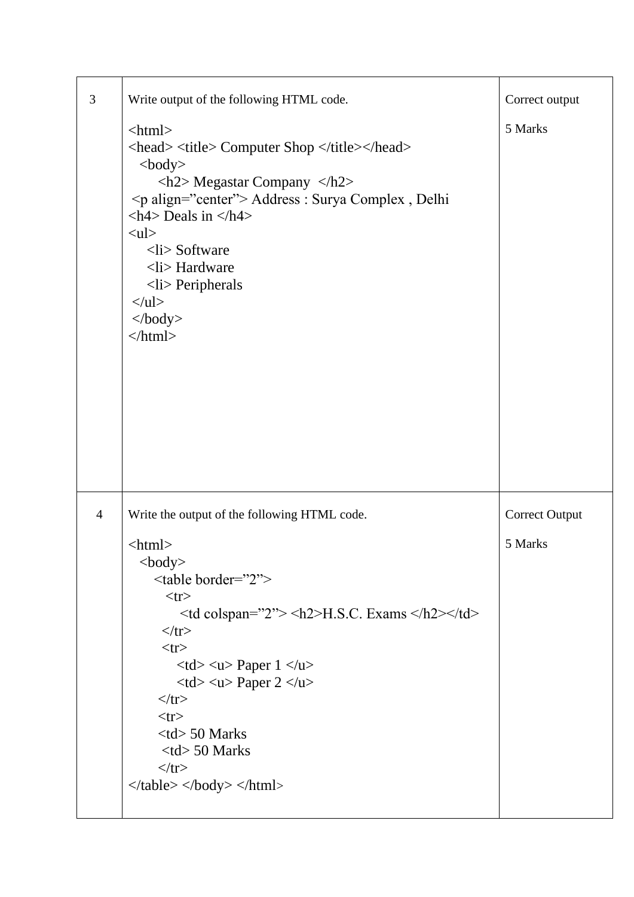| 3 | Write output of the following HTML code.<br><br>```<br><html><br><head> <title> Computer Shop </title></head><br>  <body><br>      <h2> Megastar Company  </h2><br> <p align=”center”> Address : Surya Complex , Delhi<br><h4> Deals in </h4><br><ul><br>    <li> Software<br>    <li> Hardware<br>    <li> Peripherals<br> </ul><br> </body><br></html><br>``` | Correct output<br><br>5 Marks |
|---|---|---|
| 4 | Write the output of the following HTML code.<br><br>```<br><html><br>  <body><br>     <table border=”2”><br>        <tr><br>           <td colspan=”2”> <h2>H.S.C. Exams </h2></td><br>        </tr><br>        <tr><br>           <td> <u> Paper 1 </u><br>           <td> <u> Paper 2 </u><br>        </tr><br>        <tr><br>        <td> 50 Marks<br>         <td> 50 Marks<br>        </tr><br></table> </body> </html><br>``` | Correct Output<br><br>5 Marks |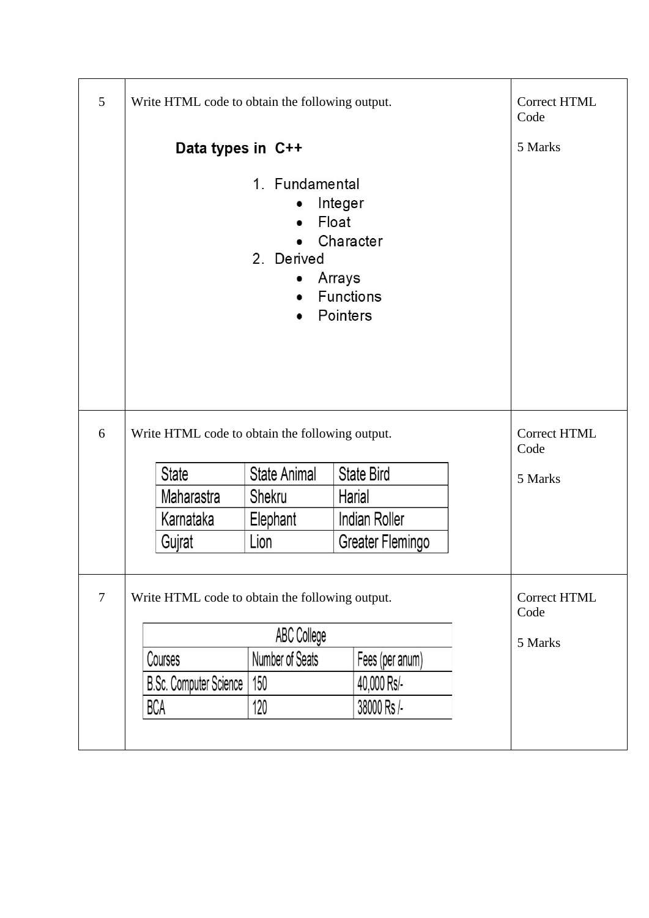| 5 | Write HTML code to obtain the following output.<br><br>**Data types in C++**<br><br>1. Fundamental<br>• Integer<br>• Float<br>• Character<br>2. Derived<br>• Arrays<br>• Functions<br>• Pointers | Correct HTML Code<br><br>5 Marks |
|---|---|---|
| 6 | Write HTML code to obtain the following output.<br><br>State / State Animal / State Bird<br>Maharastra / Shekru / Harial<br>Karnataka / Elephant / Indian Roller<br>Gujrat / Lion / Greater Flemingo | Correct HTML Code<br><br>5 Marks |
| 7 | Write HTML code to obtain the following output.<br><br>ABC College<br>Courses / Number of Seats / Fees (per anum)<br>B.Sc. Computer Science / 150 / 40,000 Rs/-<br>BCA / 120 / 38000 Rs /- | Correct HTML Code<br><br>5 Marks |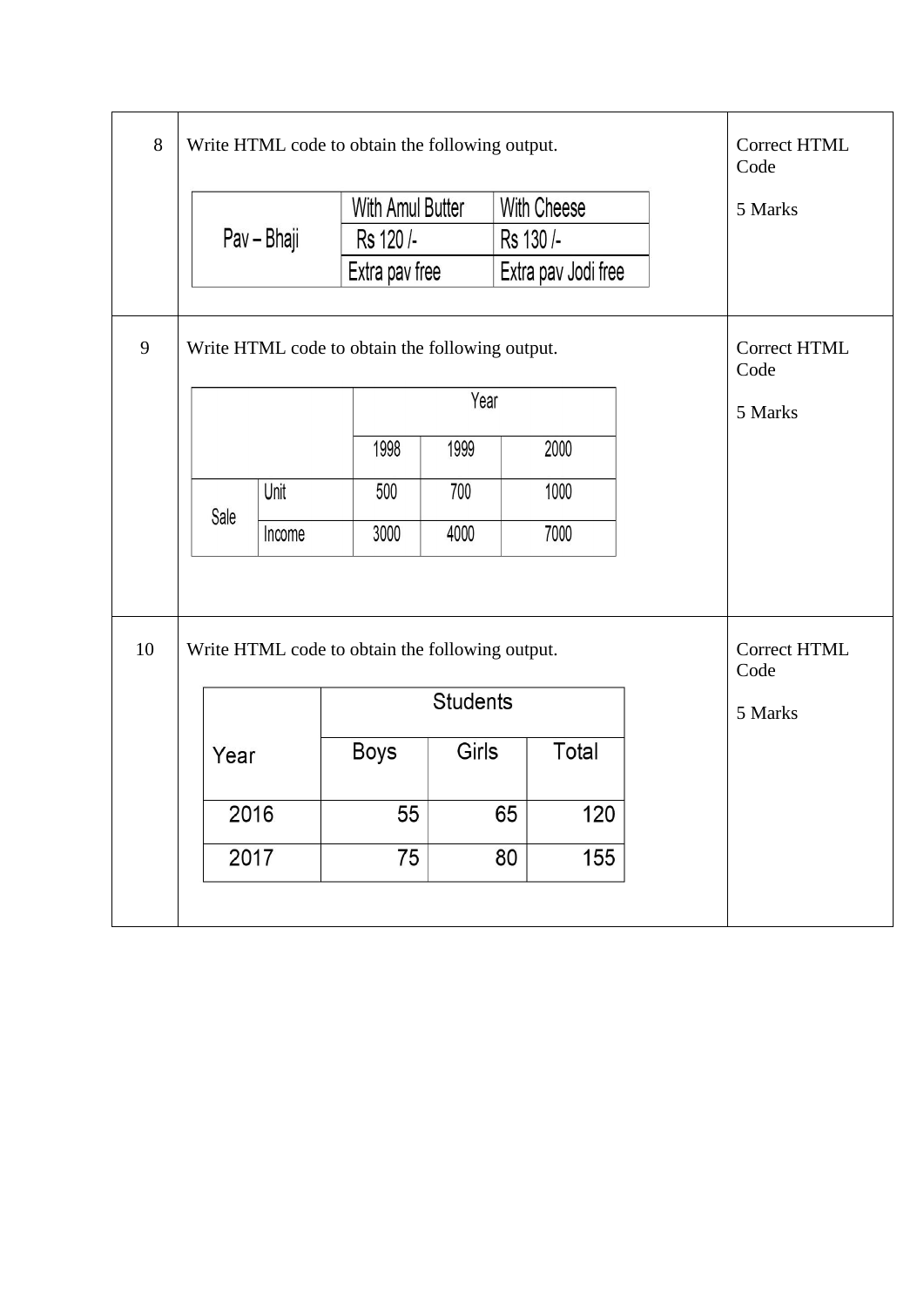| | | |
|---|---|---|
| 8 | Write HTML code to obtain the following output. | Correct HTML Code<br><br>5 Marks |
| 9 | Write HTML code to obtain the following output. | Correct HTML Code<br><br>5 Marks |
| 10 | Write HTML code to obtain the following output. | Correct HTML Code<br><br>5 Marks |

**Question 8 output:**

| Pav – Bhaji | With Amul Butter | With Cheese |
|---|---|---|
| | Rs 120 /- | Rs 130 /- |
| | Extra pav free | Extra pav Jodi free |

**Question 9 output:**

| | | Year | | |
|---|---|---|---|---|
| | | 1998 | 1999 | 2000 |
| Sale | Unit | 500 | 700 | 1000 |
| | Income | 3000 | 4000 | 7000 |

**Question 10 output:**

| Year | Students | | |
|---|---|---|---|
| | Boys | Girls | Total |
| 2016 | 55 | 65 | 120 |
| 2017 | 75 | 80 | 155 |